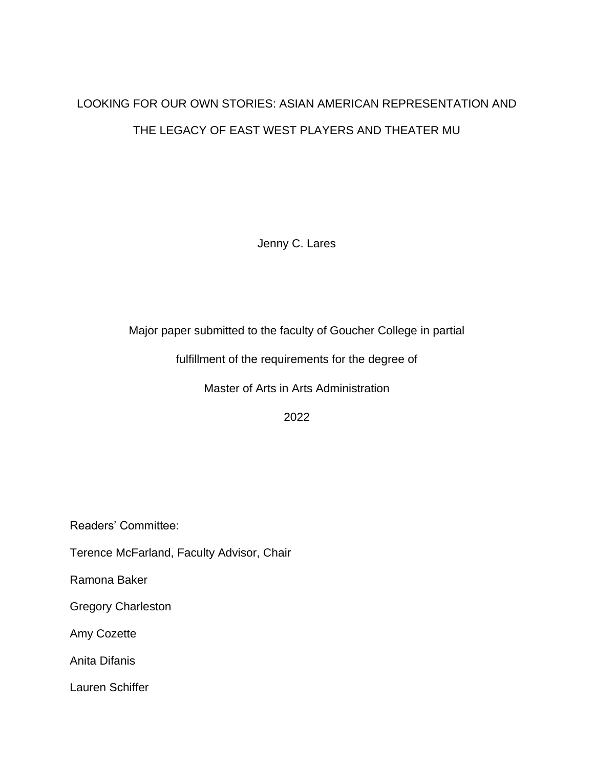# LOOKING FOR OUR OWN STORIES: ASIAN AMERICAN REPRESENTATION AND THE LEGACY OF EAST WEST PLAYERS AND THEATER MU

Jenny C. Lares

Major paper submitted to the faculty of Goucher College in partial

fulfillment of the requirements for the degree of

Master of Arts in Arts Administration

2022

Readers' Committee:

Terence McFarland, Faculty Advisor, Chair

Ramona Baker

Gregory Charleston

Amy Cozette

Anita Difanis

Lauren Schiffer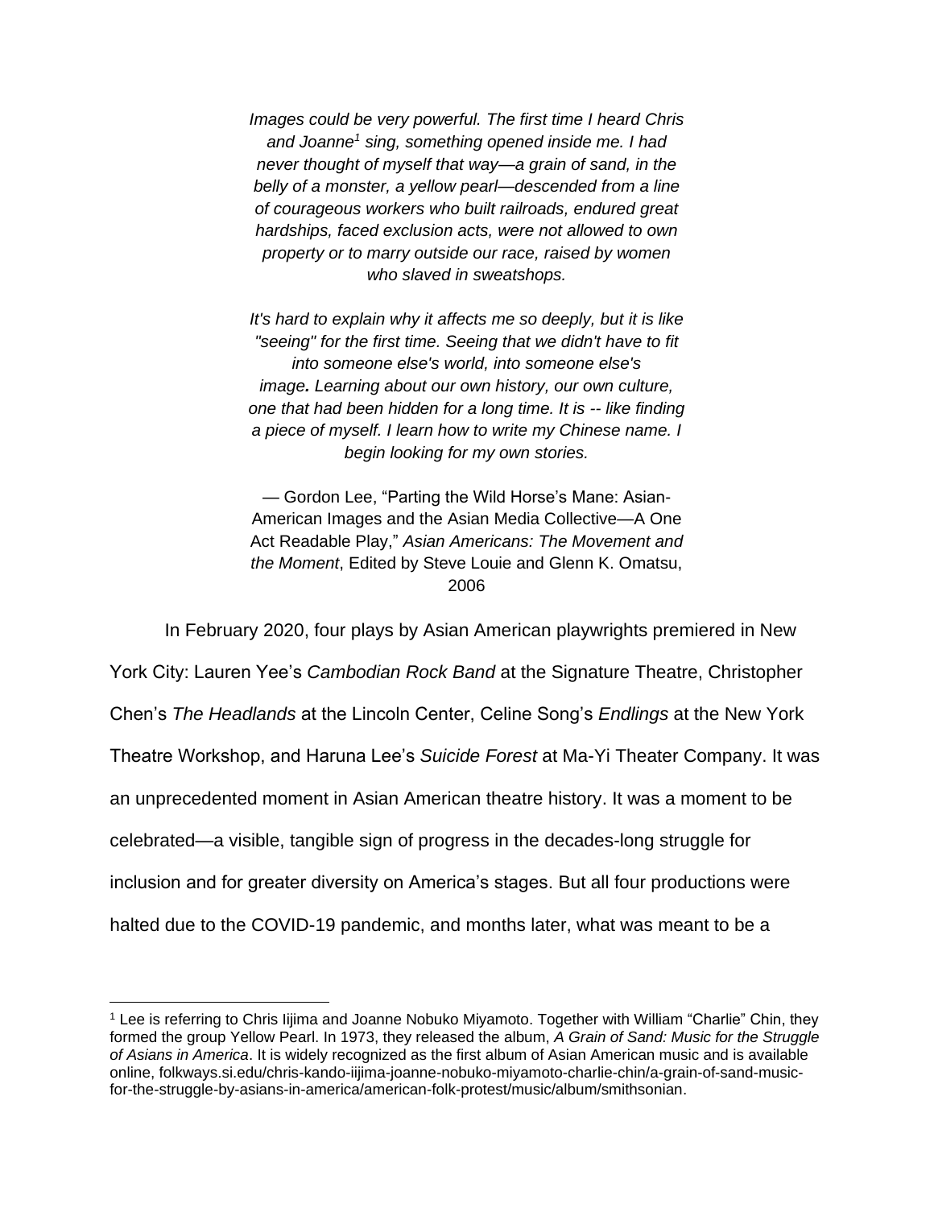*Images could be very powerful. The first time I heard Chris and Joanne[1] sing, something opened inside me. I had never thought of myself that way—a grain of sand, in the belly of a monster, a yellow pearl—descended from a line of courageous workers who built railroads, endured great hardships, faced exclusion acts, were not allowed to own property or to marry outside our race, raised by women who slaved in sweatshops.*

*It's hard to explain why it affects me so deeply, but it is like "seeing" for the first time. Seeing that we didn't have to fit into someone else's world, into someone else's image**.** Learning about our own history, our own culture, one that had been hidden for a long time. It is -- like finding a piece of myself. I learn how to write my Chinese name. I begin looking for my own stories.*

— Gordon Lee, "Parting the Wild Horse's Mane: Asian-American Images and the Asian Media Collective—A One Act Readable Play," *Asian Americans: The Movement and the Moment*, Edited by Steve Louie and Glenn K. Omatsu, 2006

In February 2020, four plays by Asian American playwrights premiered in New York City: Lauren Yee's *Cambodian Rock Band* at the Signature Theatre, Christopher Chen's *The Headlands* at the Lincoln Center, Celine Song's *Endlings* at the New York Theatre Workshop, and Haruna Lee's *Suicide Forest* at Ma-Yi Theater Company. It was an unprecedented moment in Asian American theatre history. It was a moment to be celebrated—a visible, tangible sign of progress in the decades-long struggle for inclusion and for greater diversity on America's stages. But all four productions were halted due to the COVID-19 pandemic, and months later, what was meant to be a

[1] Lee is referring to Chris Iijima and Joanne Nobuko Miyamoto. Together with William "Charlie" Chin, they formed the group Yellow Pearl. In 1973, they released the album, *A Grain of Sand: Music for the Struggle of Asians in America*. It is widely recognized as the first album of Asian American music and is available online, folkways.si.edu/chris-kando-iijima-joanne-nobuko-miyamoto-charlie-chin/a-grain-of-sand-music-for-the-struggle-by-asians-in-america/american-folk-protest/music/album/smithsonian.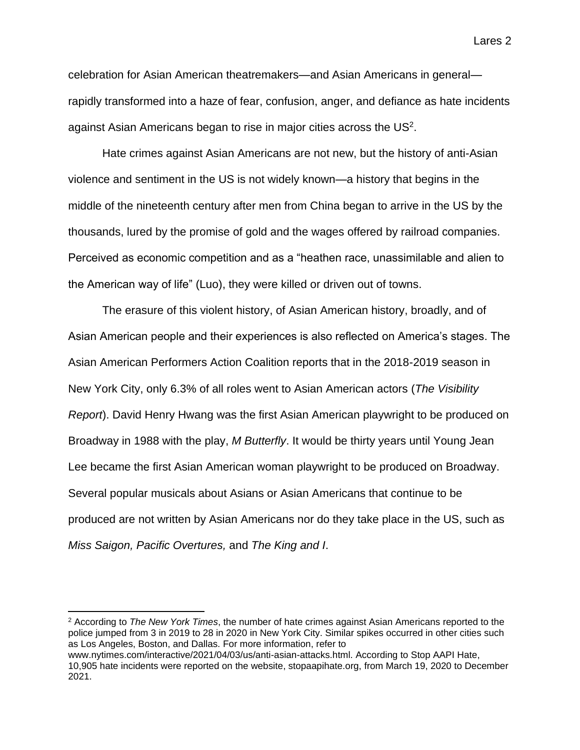celebration for Asian American theatremakers—and Asian Americans in general—rapidly transformed into a haze of fear, confusion, anger, and defiance as hate incidents against Asian Americans began to rise in major cities across the US[2].

Hate crimes against Asian Americans are not new, but the history of anti-Asian violence and sentiment in the US is not widely known—a history that begins in the middle of the nineteenth century after men from China began to arrive in the US by the thousands, lured by the promise of gold and the wages offered by railroad companies. Perceived as economic competition and as a "heathen race, unassimilable and alien to the American way of life" (Luo), they were killed or driven out of towns.

The erasure of this violent history, of Asian American history, broadly, and of Asian American people and their experiences is also reflected on America's stages. The Asian American Performers Action Coalition reports that in the 2018-2019 season in New York City, only 6.3% of all roles went to Asian American actors (*The Visibility Report*). David Henry Hwang was the first Asian American playwright to be produced on Broadway in 1988 with the play, *M Butterfly*. It would be thirty years until Young Jean Lee became the first Asian American woman playwright to be produced on Broadway. Several popular musicals about Asians or Asian Americans that continue to be produced are not written by Asian Americans nor do they take place in the US, such as *Miss Saigon, Pacific Overtures,* and *The King and I*.

---

[2] According to *The New York Times*, the number of hate crimes against Asian Americans reported to the police jumped from 3 in 2019 to 28 in 2020 in New York City. Similar spikes occurred in other cities such as Los Angeles, Boston, and Dallas. For more information, refer to www.nytimes.com/interactive/2021/04/03/us/anti-asian-attacks.html. According to Stop AAPI Hate, 10,905 hate incidents were reported on the website, stopaapihate.org, from March 19, 2020 to December 2021.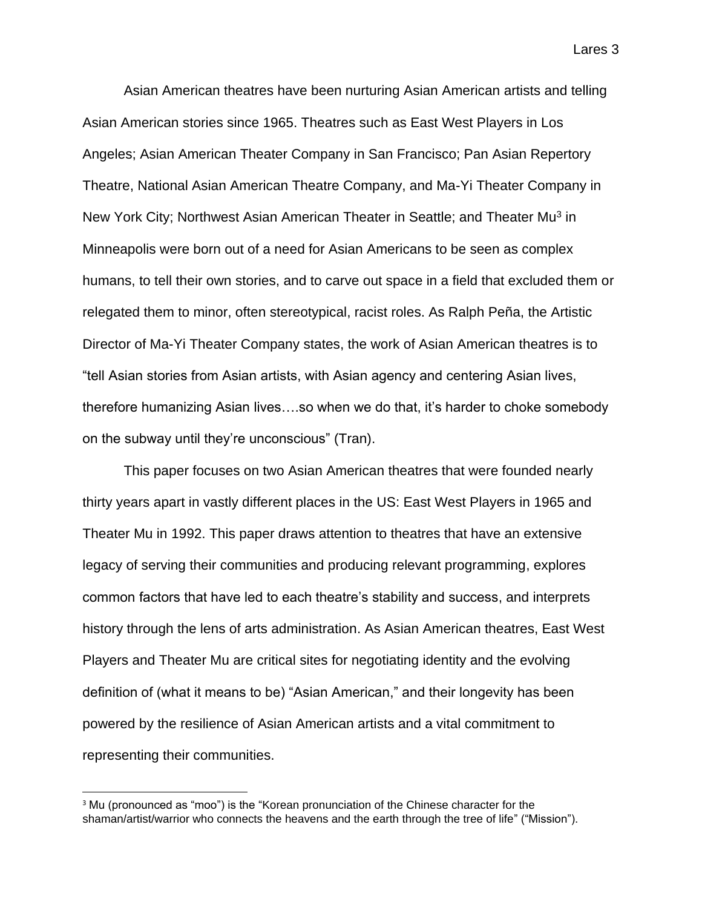Asian American theatres have been nurturing Asian American artists and telling Asian American stories since 1965. Theatres such as East West Players in Los Angeles; Asian American Theater Company in San Francisco; Pan Asian Repertory Theatre, National Asian American Theatre Company, and Ma-Yi Theater Company in New York City; Northwest Asian American Theater in Seattle; and Theater Mu[3] in Minneapolis were born out of a need for Asian Americans to be seen as complex humans, to tell their own stories, and to carve out space in a field that excluded them or relegated them to minor, often stereotypical, racist roles. As Ralph Peña, the Artistic Director of Ma-Yi Theater Company states, the work of Asian American theatres is to "tell Asian stories from Asian artists, with Asian agency and centering Asian lives, therefore humanizing Asian lives….so when we do that, it's harder to choke somebody on the subway until they're unconscious" (Tran).

This paper focuses on two Asian American theatres that were founded nearly thirty years apart in vastly different places in the US: East West Players in 1965 and Theater Mu in 1992. This paper draws attention to theatres that have an extensive legacy of serving their communities and producing relevant programming, explores common factors that have led to each theatre's stability and success, and interprets history through the lens of arts administration. As Asian American theatres, East West Players and Theater Mu are critical sites for negotiating identity and the evolving definition of (what it means to be) "Asian American," and their longevity has been powered by the resilience of Asian American artists and a vital commitment to representing their communities.

[3] Mu (pronounced as "moo") is the "Korean pronunciation of the Chinese character for the shaman/artist/warrior who connects the heavens and the earth through the tree of life" ("Mission").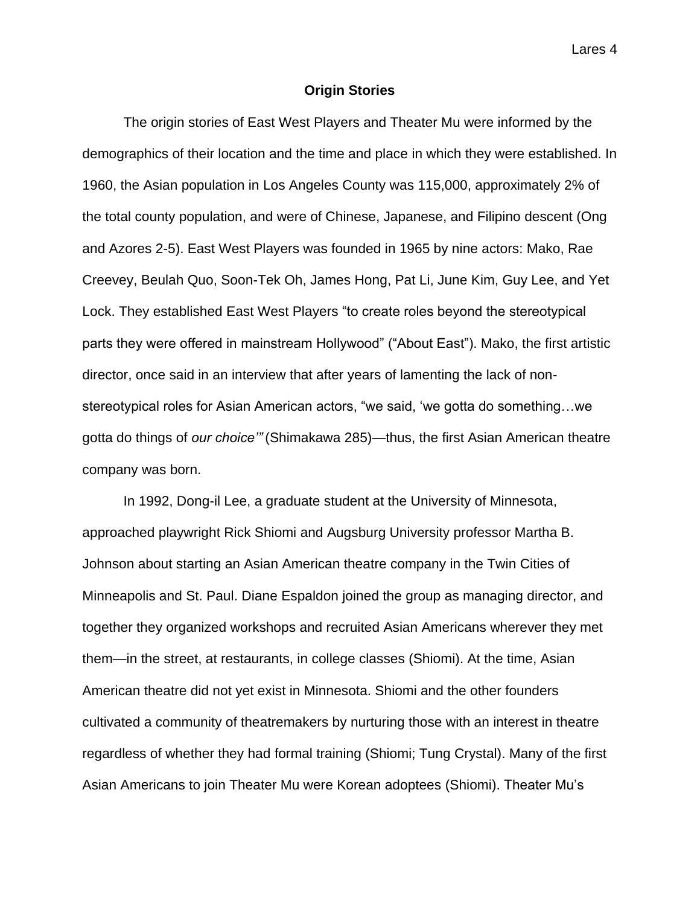## Origin Stories

The origin stories of East West Players and Theater Mu were informed by the demographics of their location and the time and place in which they were established. In 1960, the Asian population in Los Angeles County was 115,000, approximately 2% of the total county population, and were of Chinese, Japanese, and Filipino descent (Ong and Azores 2-5). East West Players was founded in 1965 by nine actors: Mako, Rae Creevey, Beulah Quo, Soon-Tek Oh, James Hong, Pat Li, June Kim, Guy Lee, and Yet Lock. They established East West Players "to create roles beyond the stereotypical parts they were offered in mainstream Hollywood" ("About East"). Mako, the first artistic director, once said in an interview that after years of lamenting the lack of non-stereotypical roles for Asian American actors, "we said, 'we gotta do something…we gotta do things of *our choice*'" (Shimakawa 285)—thus, the first Asian American theatre company was born.

In 1992, Dong-il Lee, a graduate student at the University of Minnesota, approached playwright Rick Shiomi and Augsburg University professor Martha B. Johnson about starting an Asian American theatre company in the Twin Cities of Minneapolis and St. Paul. Diane Espaldon joined the group as managing director, and together they organized workshops and recruited Asian Americans wherever they met them—in the street, at restaurants, in college classes (Shiomi). At the time, Asian American theatre did not yet exist in Minnesota. Shiomi and the other founders cultivated a community of theatremakers by nurturing those with an interest in theatre regardless of whether they had formal training (Shiomi; Tung Crystal). Many of the first Asian Americans to join Theater Mu were Korean adoptees (Shiomi). Theater Mu's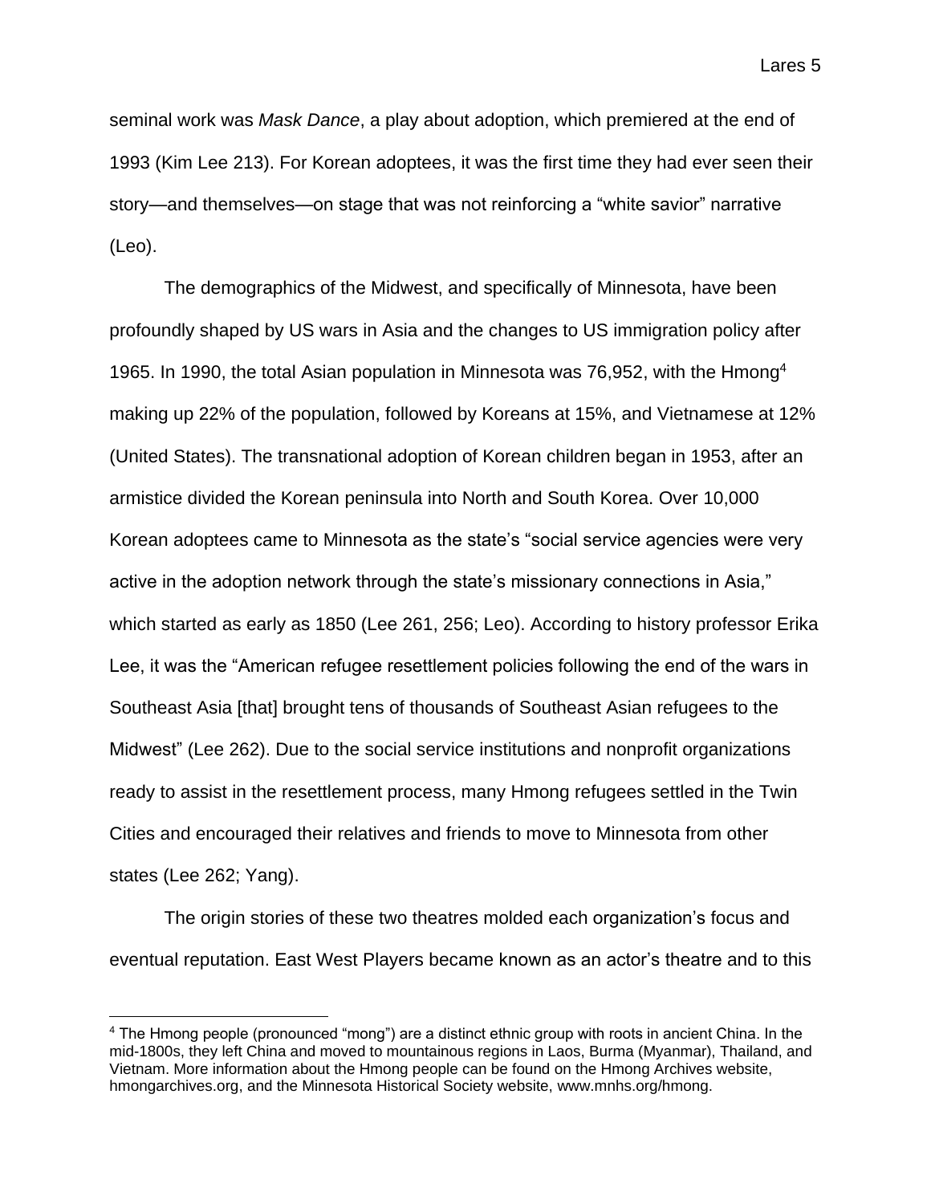seminal work was *Mask Dance*, a play about adoption, which premiered at the end of 1993 (Kim Lee 213). For Korean adoptees, it was the first time they had ever seen their story—and themselves—on stage that was not reinforcing a "white savior" narrative (Leo).

The demographics of the Midwest, and specifically of Minnesota, have been profoundly shaped by US wars in Asia and the changes to US immigration policy after 1965. In 1990, the total Asian population in Minnesota was 76,952, with the Hmong[4] making up 22% of the population, followed by Koreans at 15%, and Vietnamese at 12% (United States). The transnational adoption of Korean children began in 1953, after an armistice divided the Korean peninsula into North and South Korea. Over 10,000 Korean adoptees came to Minnesota as the state's "social service agencies were very active in the adoption network through the state's missionary connections in Asia," which started as early as 1850 (Lee 261, 256; Leo). According to history professor Erika Lee, it was the "American refugee resettlement policies following the end of the wars in Southeast Asia [that] brought tens of thousands of Southeast Asian refugees to the Midwest" (Lee 262). Due to the social service institutions and nonprofit organizations ready to assist in the resettlement process, many Hmong refugees settled in the Twin Cities and encouraged their relatives and friends to move to Minnesota from other states (Lee 262; Yang).

The origin stories of these two theatres molded each organization's focus and eventual reputation. East West Players became known as an actor's theatre and to this

[4] The Hmong people (pronounced "mong") are a distinct ethnic group with roots in ancient China. In the mid-1800s, they left China and moved to mountainous regions in Laos, Burma (Myanmar), Thailand, and Vietnam. More information about the Hmong people can be found on the Hmong Archives website, hmongarchives.org, and the Minnesota Historical Society website, www.mnhs.org/hmong.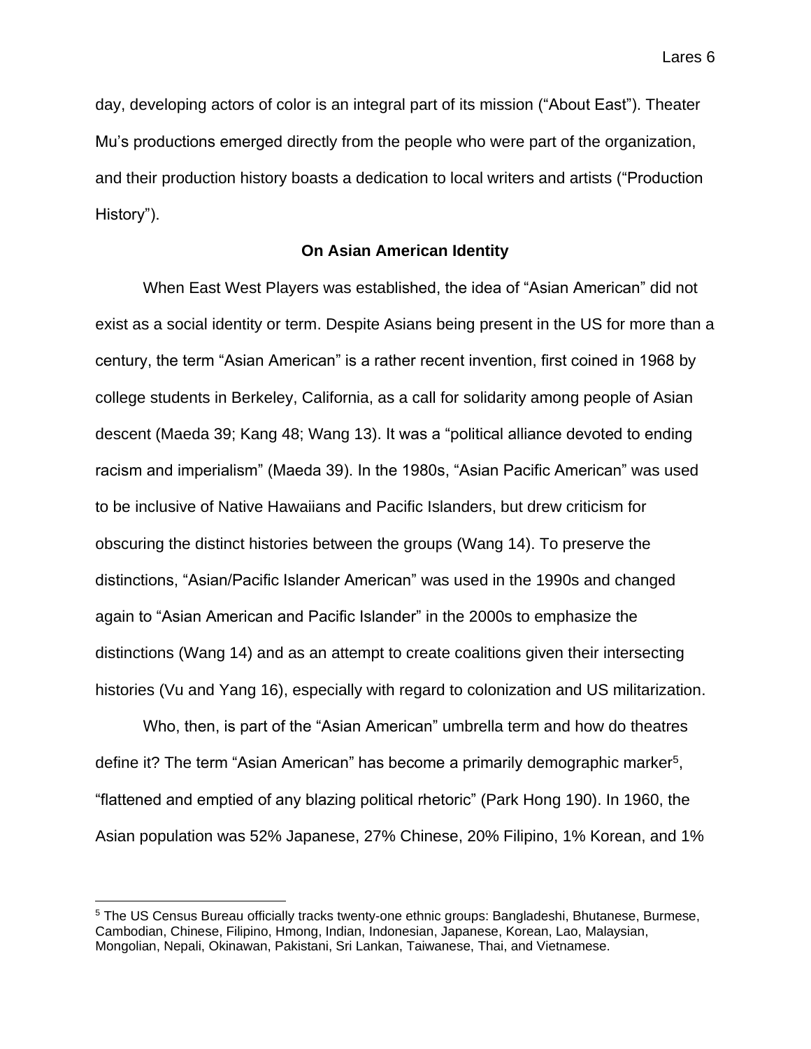day, developing actors of color is an integral part of its mission ("About East"). Theater Mu's productions emerged directly from the people who were part of the organization, and their production history boasts a dedication to local writers and artists ("Production History").

## On Asian American Identity

When East West Players was established, the idea of "Asian American" did not exist as a social identity or term. Despite Asians being present in the US for more than a century, the term "Asian American" is a rather recent invention, first coined in 1968 by college students in Berkeley, California, as a call for solidarity among people of Asian descent (Maeda 39; Kang 48; Wang 13). It was a "political alliance devoted to ending racism and imperialism" (Maeda 39). In the 1980s, "Asian Pacific American" was used to be inclusive of Native Hawaiians and Pacific Islanders, but drew criticism for obscuring the distinct histories between the groups (Wang 14). To preserve the distinctions, "Asian/Pacific Islander American" was used in the 1990s and changed again to "Asian American and Pacific Islander" in the 2000s to emphasize the distinctions (Wang 14) and as an attempt to create coalitions given their intersecting histories (Vu and Yang 16), especially with regard to colonization and US militarization.

Who, then, is part of the "Asian American" umbrella term and how do theatres define it? The term "Asian American" has become a primarily demographic marker[5], "flattened and emptied of any blazing political rhetoric" (Park Hong 190). In 1960, the Asian population was 52% Japanese, 27% Chinese, 20% Filipino, 1% Korean, and 1%

---

[5] The US Census Bureau officially tracks twenty-one ethnic groups: Bangladeshi, Bhutanese, Burmese, Cambodian, Chinese, Filipino, Hmong, Indian, Indonesian, Japanese, Korean, Lao, Malaysian, Mongolian, Nepali, Okinawan, Pakistani, Sri Lankan, Taiwanese, Thai, and Vietnamese.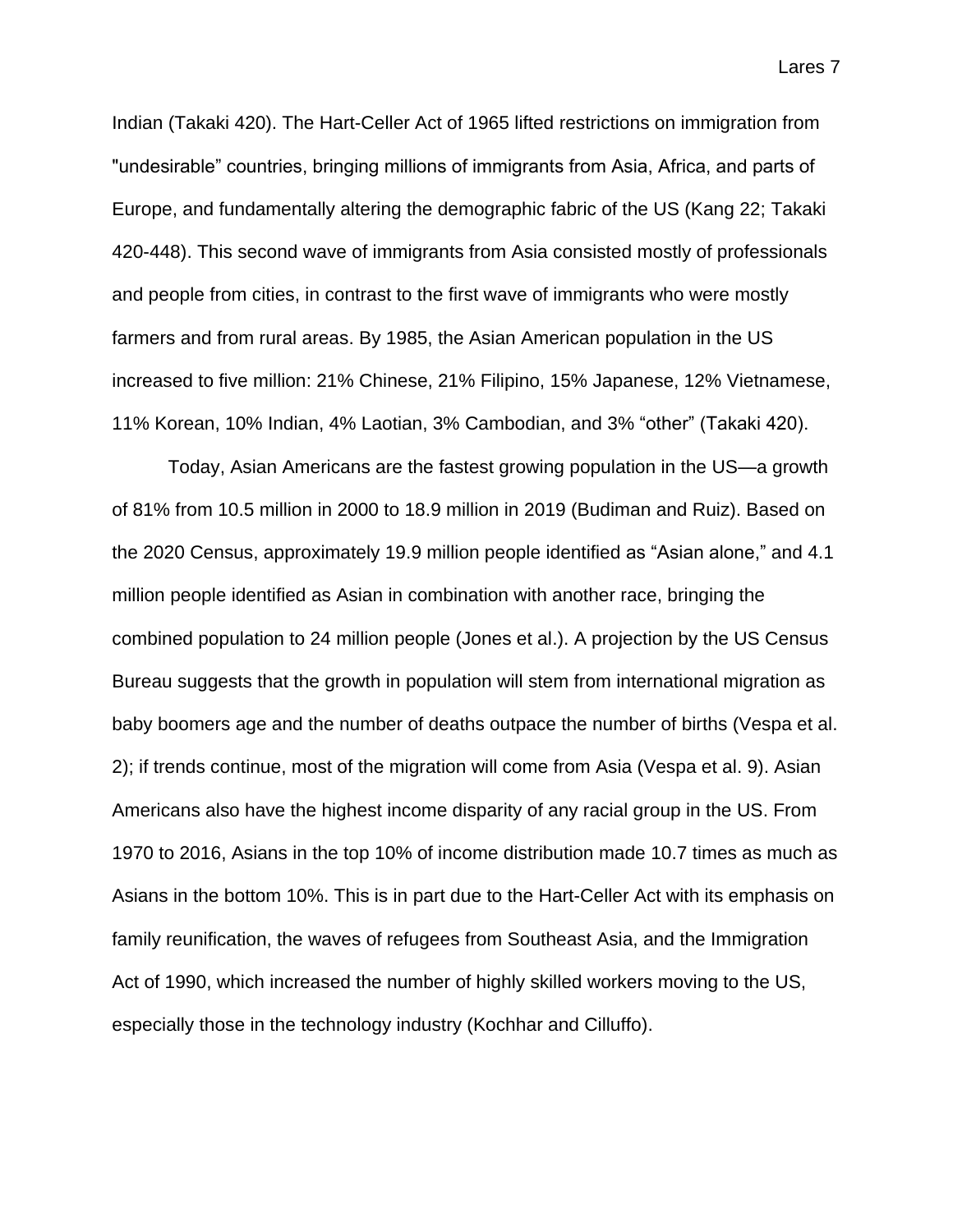Indian (Takaki 420). The Hart-Celler Act of 1965 lifted restrictions on immigration from "undesirable" countries, bringing millions of immigrants from Asia, Africa, and parts of Europe, and fundamentally altering the demographic fabric of the US (Kang 22; Takaki 420-448). This second wave of immigrants from Asia consisted mostly of professionals and people from cities, in contrast to the first wave of immigrants who were mostly farmers and from rural areas. By 1985, the Asian American population in the US increased to five million: 21% Chinese, 21% Filipino, 15% Japanese, 12% Vietnamese, 11% Korean, 10% Indian, 4% Laotian, 3% Cambodian, and 3% "other" (Takaki 420).

Today, Asian Americans are the fastest growing population in the US—a growth of 81% from 10.5 million in 2000 to 18.9 million in 2019 (Budiman and Ruiz). Based on the 2020 Census, approximately 19.9 million people identified as "Asian alone," and 4.1 million people identified as Asian in combination with another race, bringing the combined population to 24 million people (Jones et al.). A projection by the US Census Bureau suggests that the growth in population will stem from international migration as baby boomers age and the number of deaths outpace the number of births (Vespa et al. 2); if trends continue, most of the migration will come from Asia (Vespa et al. 9). Asian Americans also have the highest income disparity of any racial group in the US. From 1970 to 2016, Asians in the top 10% of income distribution made 10.7 times as much as Asians in the bottom 10%. This is in part due to the Hart-Celler Act with its emphasis on family reunification, the waves of refugees from Southeast Asia, and the Immigration Act of 1990, which increased the number of highly skilled workers moving to the US, especially those in the technology industry (Kochhar and Cilluffo).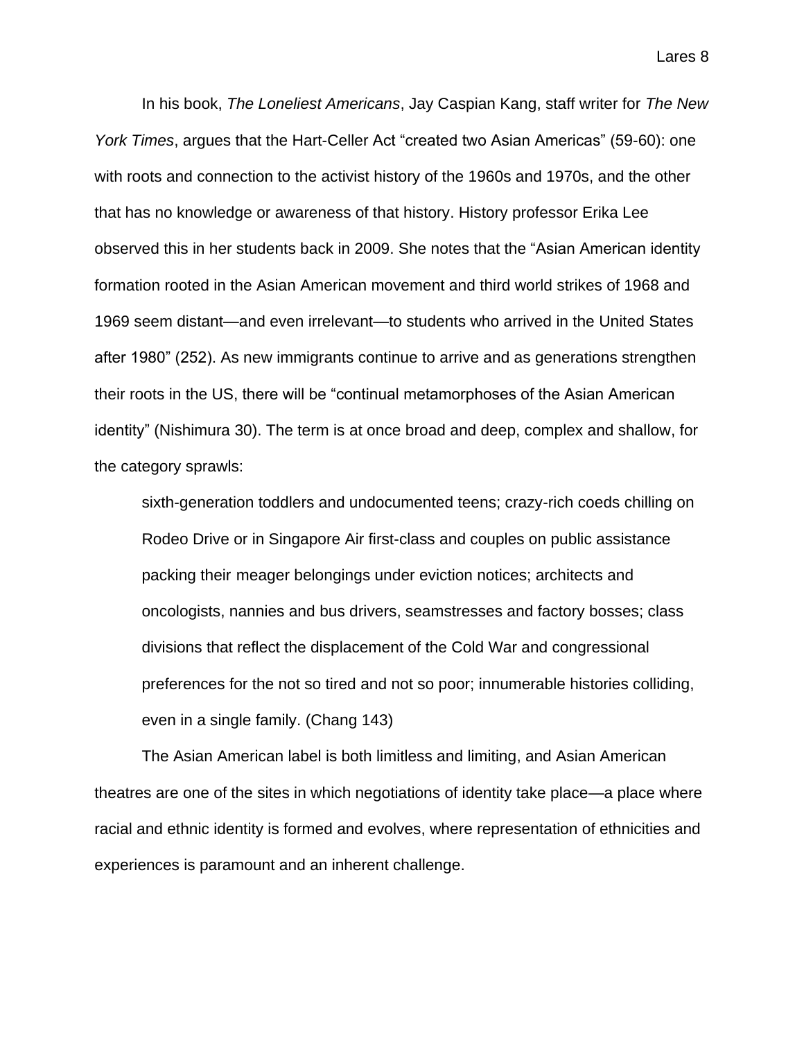In his book, *The Loneliest Americans*, Jay Caspian Kang, staff writer for *The New York Times*, argues that the Hart-Celler Act "created two Asian Americas" (59-60): one with roots and connection to the activist history of the 1960s and 1970s, and the other that has no knowledge or awareness of that history. History professor Erika Lee observed this in her students back in 2009. She notes that the "Asian American identity formation rooted in the Asian American movement and third world strikes of 1968 and 1969 seem distant—and even irrelevant—to students who arrived in the United States after 1980" (252). As new immigrants continue to arrive and as generations strengthen their roots in the US, there will be "continual metamorphoses of the Asian American identity" (Nishimura 30). The term is at once broad and deep, complex and shallow, for the category sprawls:

> sixth-generation toddlers and undocumented teens; crazy-rich coeds chilling on Rodeo Drive or in Singapore Air first-class and couples on public assistance packing their meager belongings under eviction notices; architects and oncologists, nannies and bus drivers, seamstresses and factory bosses; class divisions that reflect the displacement of the Cold War and congressional preferences for the not so tired and not so poor; innumerable histories colliding, even in a single family. (Chang 143)

The Asian American label is both limitless and limiting, and Asian American theatres are one of the sites in which negotiations of identity take place—a place where racial and ethnic identity is formed and evolves, where representation of ethnicities and experiences is paramount and an inherent challenge.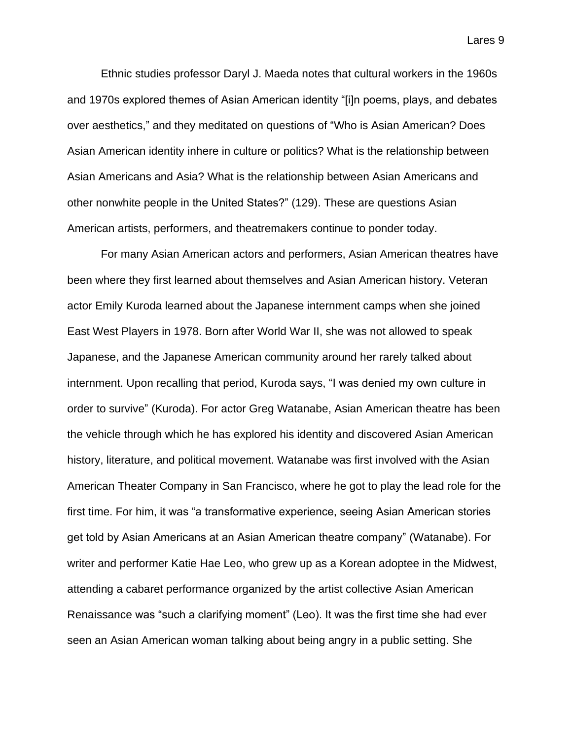Ethnic studies professor Daryl J. Maeda notes that cultural workers in the 1960s and 1970s explored themes of Asian American identity "[i]n poems, plays, and debates over aesthetics," and they meditated on questions of "Who is Asian American? Does Asian American identity inhere in culture or politics? What is the relationship between Asian Americans and Asia? What is the relationship between Asian Americans and other nonwhite people in the United States?" (129). These are questions Asian American artists, performers, and theatremakers continue to ponder today.

For many Asian American actors and performers, Asian American theatres have been where they first learned about themselves and Asian American history. Veteran actor Emily Kuroda learned about the Japanese internment camps when she joined East West Players in 1978. Born after World War II, she was not allowed to speak Japanese, and the Japanese American community around her rarely talked about internment. Upon recalling that period, Kuroda says, "I was denied my own culture in order to survive" (Kuroda). For actor Greg Watanabe, Asian American theatre has been the vehicle through which he has explored his identity and discovered Asian American history, literature, and political movement. Watanabe was first involved with the Asian American Theater Company in San Francisco, where he got to play the lead role for the first time. For him, it was "a transformative experience, seeing Asian American stories get told by Asian Americans at an Asian American theatre company" (Watanabe). For writer and performer Katie Hae Leo, who grew up as a Korean adoptee in the Midwest, attending a cabaret performance organized by the artist collective Asian American Renaissance was "such a clarifying moment" (Leo). It was the first time she had ever seen an Asian American woman talking about being angry in a public setting. She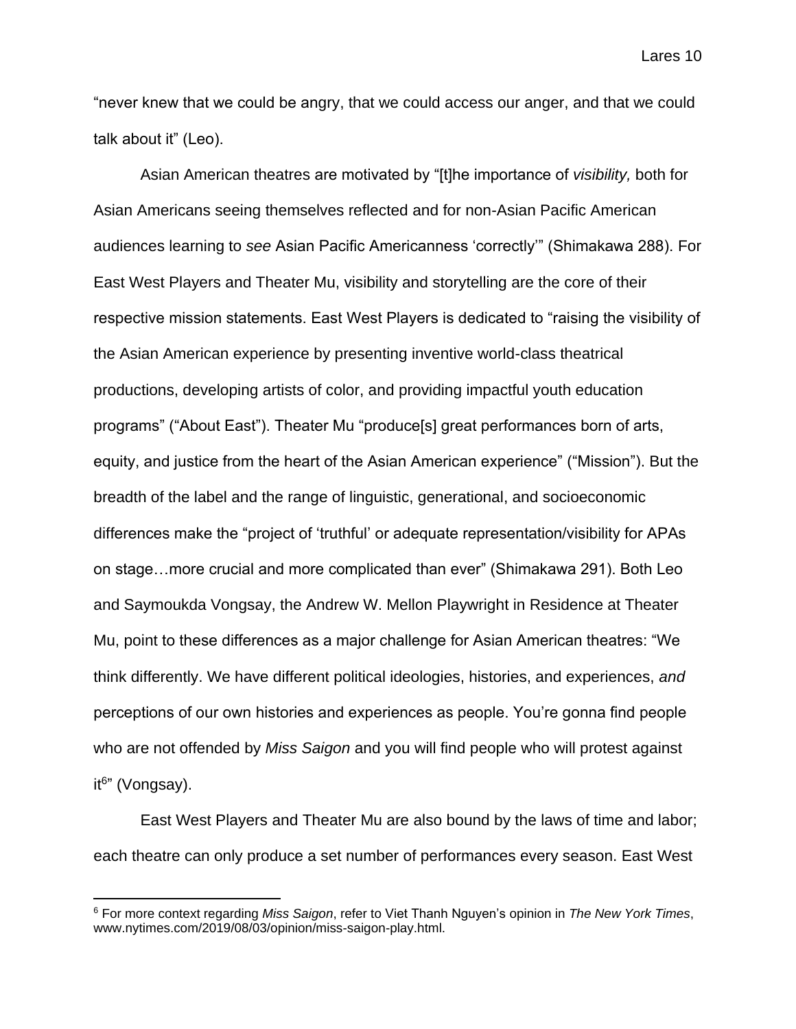"never knew that we could be angry, that we could access our anger, and that we could talk about it" (Leo).

Asian American theatres are motivated by "[t]he importance of *visibility,* both for Asian Americans seeing themselves reflected and for non-Asian Pacific American audiences learning to *see* Asian Pacific Americanness 'correctly'" (Shimakawa 288). For East West Players and Theater Mu, visibility and storytelling are the core of their respective mission statements. East West Players is dedicated to "raising the visibility of the Asian American experience by presenting inventive world-class theatrical productions, developing artists of color, and providing impactful youth education programs" ("About East"). Theater Mu "produce[s] great performances born of arts, equity, and justice from the heart of the Asian American experience" ("Mission"). But the breadth of the label and the range of linguistic, generational, and socioeconomic differences make the "project of 'truthful' or adequate representation/visibility for APAs on stage…more crucial and more complicated than ever" (Shimakawa 291). Both Leo and Saymoukda Vongsay, the Andrew W. Mellon Playwright in Residence at Theater Mu, point to these differences as a major challenge for Asian American theatres: "We think differently. We have different political ideologies, histories, and experiences, *and* perceptions of our own histories and experiences as people. You're gonna find people who are not offended by *Miss Saigon* and you will find people who will protest against it[6]" (Vongsay).

East West Players and Theater Mu are also bound by the laws of time and labor; each theatre can only produce a set number of performances every season. East West

[6] For more context regarding *Miss Saigon*, refer to Viet Thanh Nguyen's opinion in *The New York Times*, www.nytimes.com/2019/08/03/opinion/miss-saigon-play.html.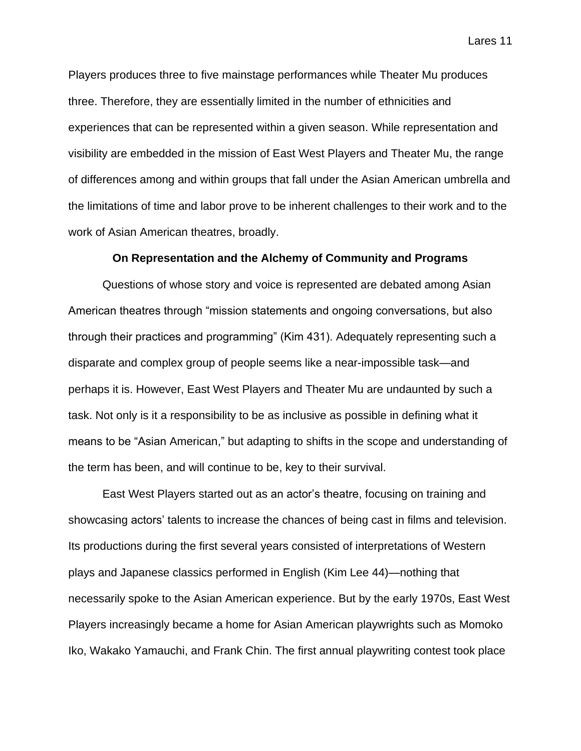Players produces three to five mainstage performances while Theater Mu produces three. Therefore, they are essentially limited in the number of ethnicities and experiences that can be represented within a given season. While representation and visibility are embedded in the mission of East West Players and Theater Mu, the range of differences among and within groups that fall under the Asian American umbrella and the limitations of time and labor prove to be inherent challenges to their work and to the work of Asian American theatres, broadly.

**On Representation and the Alchemy of Community and Programs**

Questions of whose story and voice is represented are debated among Asian American theatres through "mission statements and ongoing conversations, but also through their practices and programming" (Kim 431). Adequately representing such a disparate and complex group of people seems like a near-impossible task—and perhaps it is. However, East West Players and Theater Mu are undaunted by such a task. Not only is it a responsibility to be as inclusive as possible in defining what it means to be "Asian American," but adapting to shifts in the scope and understanding of the term has been, and will continue to be, key to their survival.

East West Players started out as an actor's theatre, focusing on training and showcasing actors' talents to increase the chances of being cast in films and television. Its productions during the first several years consisted of interpretations of Western plays and Japanese classics performed in English (Kim Lee 44)—nothing that necessarily spoke to the Asian American experience. But by the early 1970s, East West Players increasingly became a home for Asian American playwrights such as Momoko Iko, Wakako Yamauchi, and Frank Chin. The first annual playwriting contest took place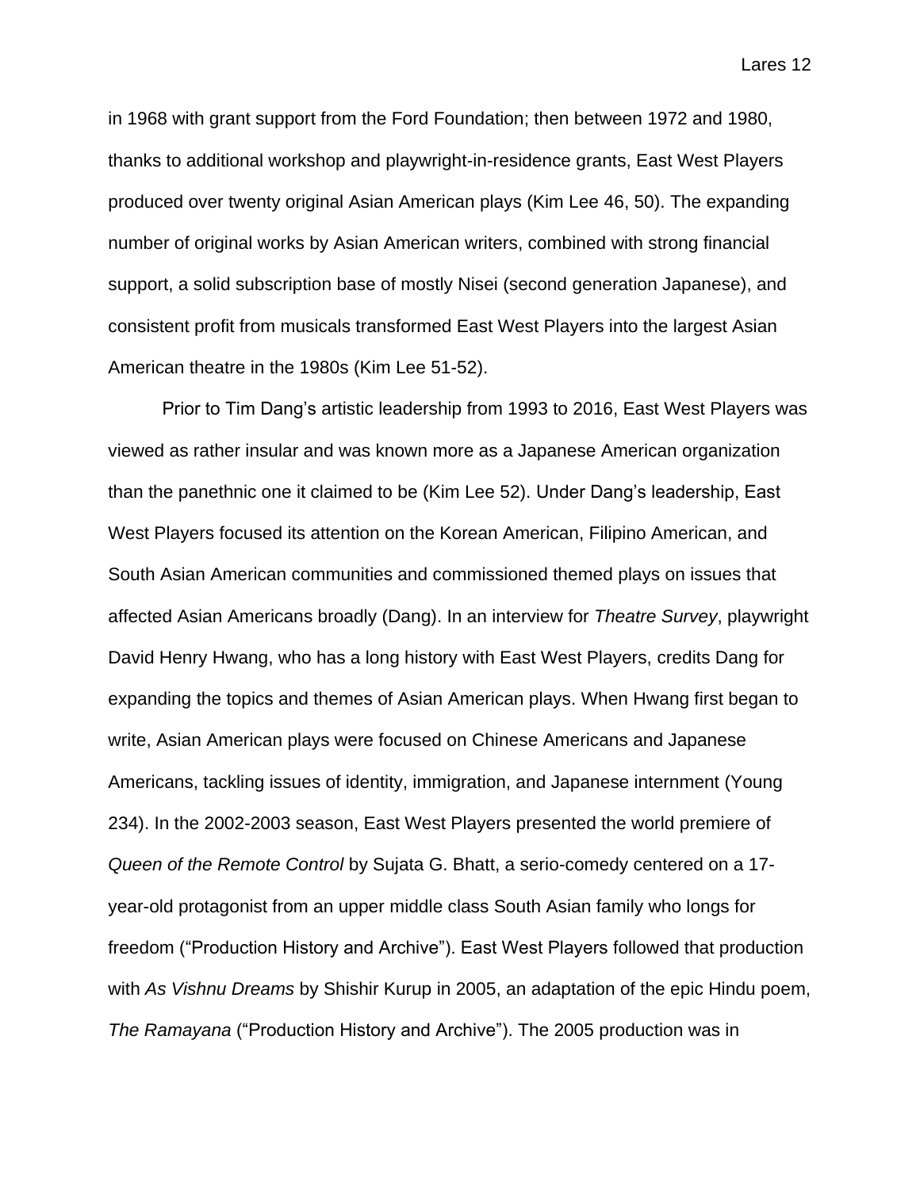in 1968 with grant support from the Ford Foundation; then between 1972 and 1980, thanks to additional workshop and playwright-in-residence grants, East West Players produced over twenty original Asian American plays (Kim Lee 46, 50). The expanding number of original works by Asian American writers, combined with strong financial support, a solid subscription base of mostly Nisei (second generation Japanese), and consistent profit from musicals transformed East West Players into the largest Asian American theatre in the 1980s (Kim Lee 51-52).

Prior to Tim Dang's artistic leadership from 1993 to 2016, East West Players was viewed as rather insular and was known more as a Japanese American organization than the panethnic one it claimed to be (Kim Lee 52). Under Dang's leadership, East West Players focused its attention on the Korean American, Filipino American, and South Asian American communities and commissioned themed plays on issues that affected Asian Americans broadly (Dang). In an interview for *Theatre Survey*, playwright David Henry Hwang, who has a long history with East West Players, credits Dang for expanding the topics and themes of Asian American plays. When Hwang first began to write, Asian American plays were focused on Chinese Americans and Japanese Americans, tackling issues of identity, immigration, and Japanese internment (Young 234). In the 2002-2003 season, East West Players presented the world premiere of *Queen of the Remote Control* by Sujata G. Bhatt, a serio-comedy centered on a 17-year-old protagonist from an upper middle class South Asian family who longs for freedom ("Production History and Archive"). East West Players followed that production with *As Vishnu Dreams* by Shishir Kurup in 2005, an adaptation of the epic Hindu poem, *The Ramayana* ("Production History and Archive"). The 2005 production was in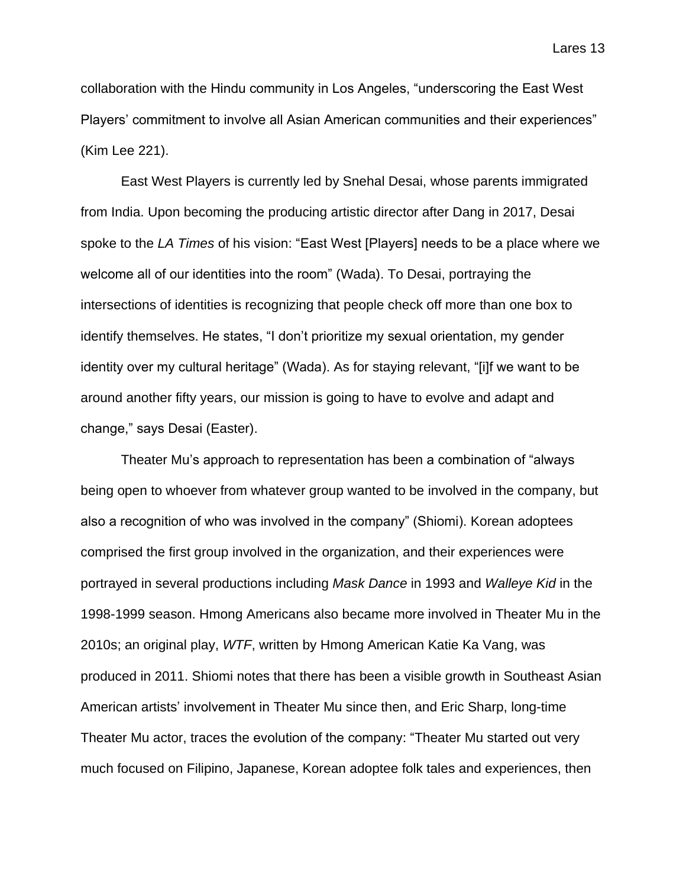collaboration with the Hindu community in Los Angeles, "underscoring the East West Players' commitment to involve all Asian American communities and their experiences" (Kim Lee 221).

East West Players is currently led by Snehal Desai, whose parents immigrated from India. Upon becoming the producing artistic director after Dang in 2017, Desai spoke to the *LA Times* of his vision: "East West [Players] needs to be a place where we welcome all of our identities into the room" (Wada). To Desai, portraying the intersections of identities is recognizing that people check off more than one box to identify themselves. He states, "I don't prioritize my sexual orientation, my gender identity over my cultural heritage" (Wada). As for staying relevant, "[i]f we want to be around another fifty years, our mission is going to have to evolve and adapt and change," says Desai (Easter).

Theater Mu's approach to representation has been a combination of "always being open to whoever from whatever group wanted to be involved in the company, but also a recognition of who was involved in the company" (Shiomi). Korean adoptees comprised the first group involved in the organization, and their experiences were portrayed in several productions including *Mask Dance* in 1993 and *Walleye Kid* in the 1998-1999 season. Hmong Americans also became more involved in Theater Mu in the 2010s; an original play, *WTF*, written by Hmong American Katie Ka Vang, was produced in 2011. Shiomi notes that there has been a visible growth in Southeast Asian American artists' involvement in Theater Mu since then, and Eric Sharp, long-time Theater Mu actor, traces the evolution of the company: "Theater Mu started out very much focused on Filipino, Japanese, Korean adoptee folk tales and experiences, then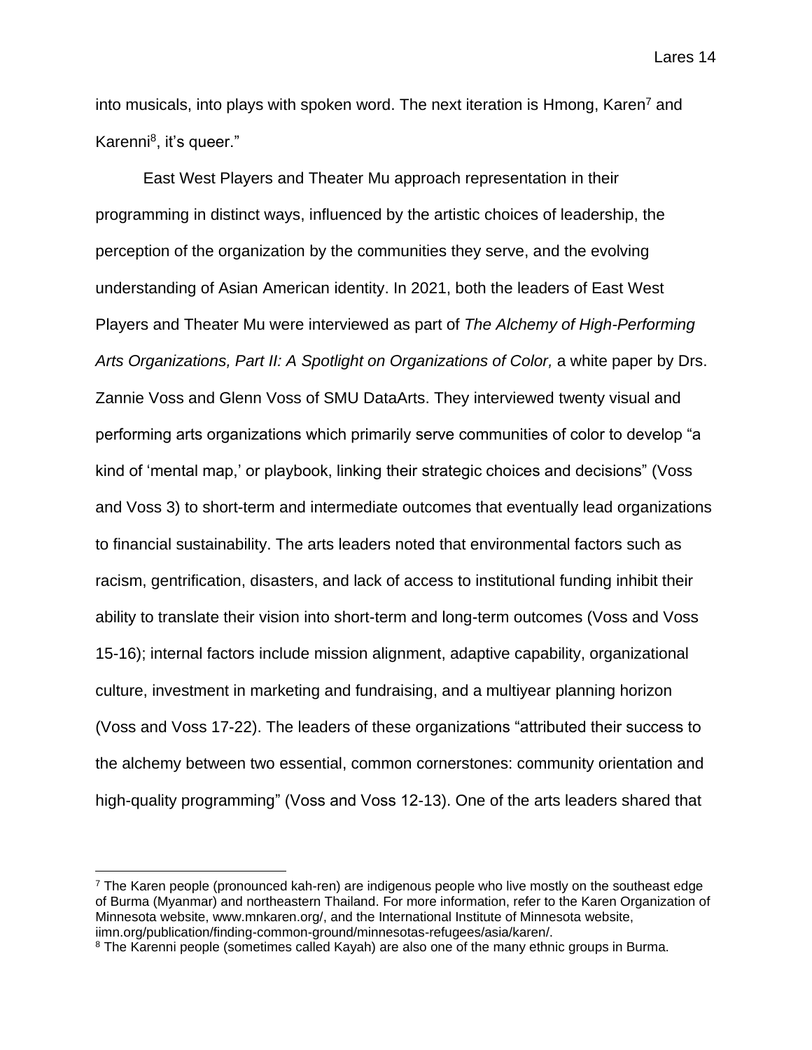into musicals, into plays with spoken word. The next iteration is Hmong, Karen[7] and Karenni[8], it's queer."

East West Players and Theater Mu approach representation in their programming in distinct ways, influenced by the artistic choices of leadership, the perception of the organization by the communities they serve, and the evolving understanding of Asian American identity. In 2021, both the leaders of East West Players and Theater Mu were interviewed as part of *The Alchemy of High-Performing Arts Organizations, Part II: A Spotlight on Organizations of Color,* a white paper by Drs. Zannie Voss and Glenn Voss of SMU DataArts. They interviewed twenty visual and performing arts organizations which primarily serve communities of color to develop "a kind of 'mental map,' or playbook, linking their strategic choices and decisions" (Voss and Voss 3) to short-term and intermediate outcomes that eventually lead organizations to financial sustainability. The arts leaders noted that environmental factors such as racism, gentrification, disasters, and lack of access to institutional funding inhibit their ability to translate their vision into short-term and long-term outcomes (Voss and Voss 15-16); internal factors include mission alignment, adaptive capability, organizational culture, investment in marketing and fundraising, and a multiyear planning horizon (Voss and Voss 17-22). The leaders of these organizations "attributed their success to the alchemy between two essential, common cornerstones: community orientation and high-quality programming" (Voss and Voss 12-13). One of the arts leaders shared that

[7] The Karen people (pronounced kah-ren) are indigenous people who live mostly on the southeast edge of Burma (Myanmar) and northeastern Thailand. For more information, refer to the Karen Organization of Minnesota website, www.mnkaren.org/, and the International Institute of Minnesota website, iimn.org/publication/finding-common-ground/minnesotas-refugees/asia/karen/.

[8] The Karenni people (sometimes called Kayah) are also one of the many ethnic groups in Burma.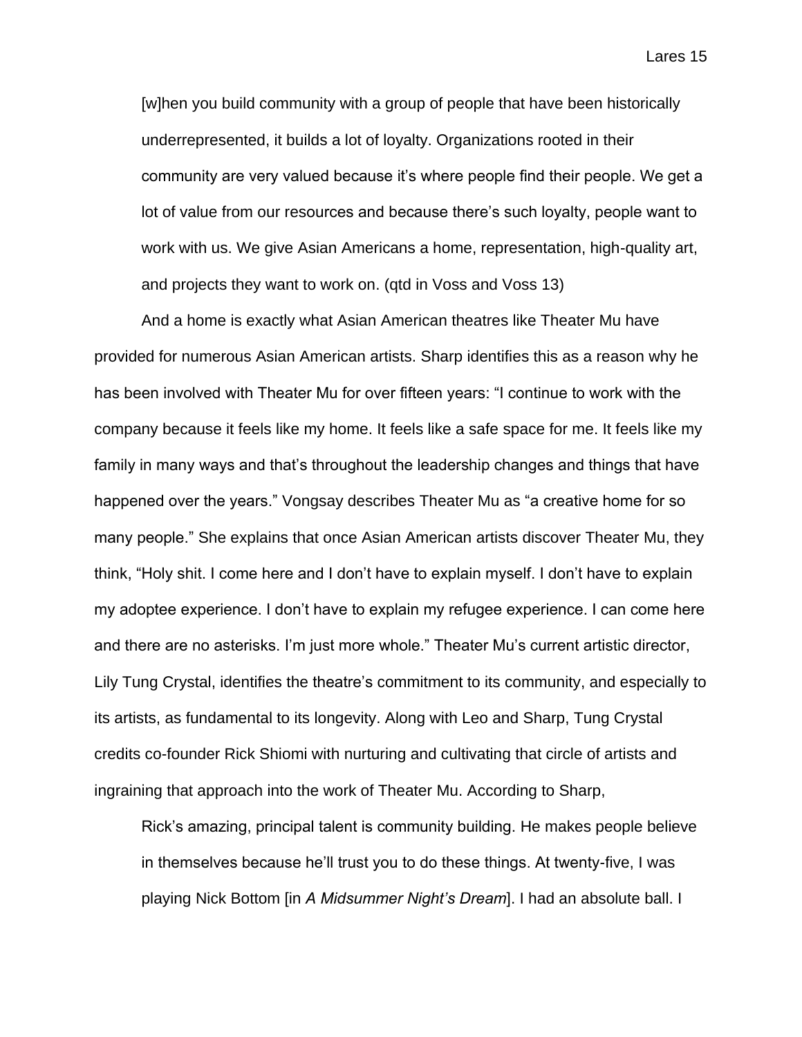> [w]hen you build community with a group of people that have been historically underrepresented, it builds a lot of loyalty. Organizations rooted in their community are very valued because it's where people find their people. We get a lot of value from our resources and because there's such loyalty, people want to work with us. We give Asian Americans a home, representation, high-quality art, and projects they want to work on. (qtd in Voss and Voss 13)

And a home is exactly what Asian American theatres like Theater Mu have provided for numerous Asian American artists. Sharp identifies this as a reason why he has been involved with Theater Mu for over fifteen years: "I continue to work with the company because it feels like my home. It feels like a safe space for me. It feels like my family in many ways and that's throughout the leadership changes and things that have happened over the years." Vongsay describes Theater Mu as "a creative home for so many people." She explains that once Asian American artists discover Theater Mu, they think, "Holy shit. I come here and I don't have to explain myself. I don't have to explain my adoptee experience. I don't have to explain my refugee experience. I can come here and there are no asterisks. I'm just more whole." Theater Mu's current artistic director, Lily Tung Crystal, identifies the theatre's commitment to its community, and especially to its artists, as fundamental to its longevity. Along with Leo and Sharp, Tung Crystal credits co-founder Rick Shiomi with nurturing and cultivating that circle of artists and ingraining that approach into the work of Theater Mu. According to Sharp,

> Rick's amazing, principal talent is community building. He makes people believe in themselves because he'll trust you to do these things. At twenty-five, I was playing Nick Bottom [in *A Midsummer Night's Dream*]. I had an absolute ball. I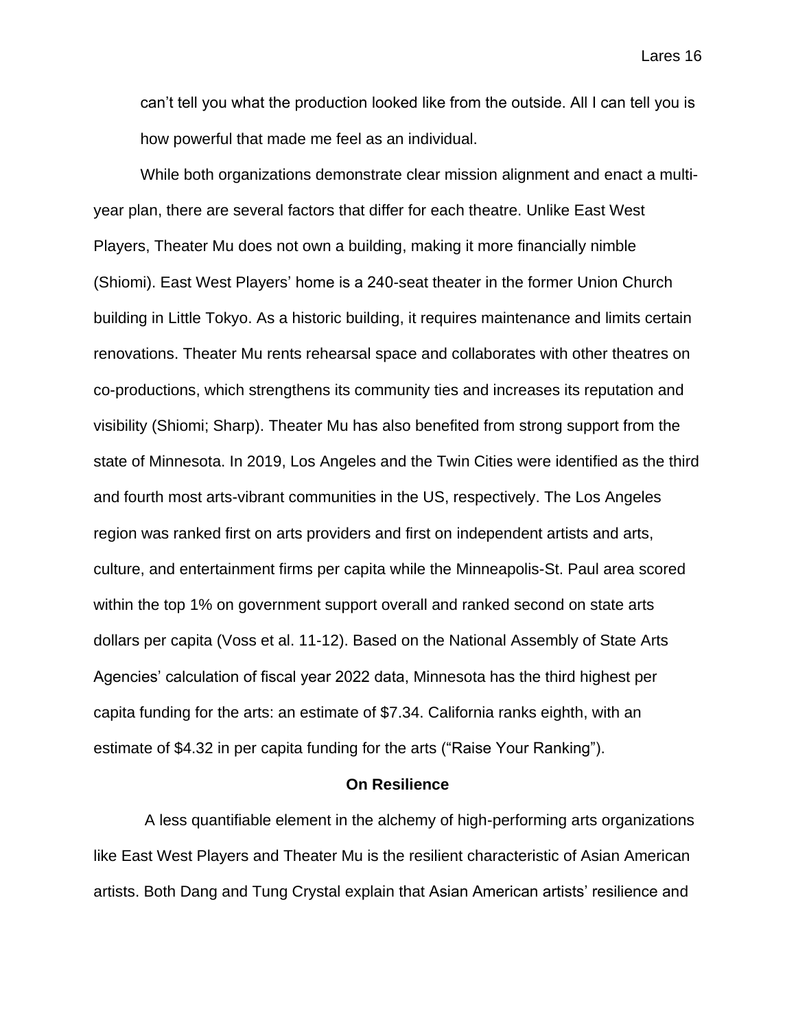can't tell you what the production looked like from the outside. All I can tell you is how powerful that made me feel as an individual.

While both organizations demonstrate clear mission alignment and enact a multi-year plan, there are several factors that differ for each theatre. Unlike East West Players, Theater Mu does not own a building, making it more financially nimble (Shiomi). East West Players' home is a 240-seat theater in the former Union Church building in Little Tokyo. As a historic building, it requires maintenance and limits certain renovations. Theater Mu rents rehearsal space and collaborates with other theatres on co-productions, which strengthens its community ties and increases its reputation and visibility (Shiomi; Sharp). Theater Mu has also benefited from strong support from the state of Minnesota. In 2019, Los Angeles and the Twin Cities were identified as the third and fourth most arts-vibrant communities in the US, respectively. The Los Angeles region was ranked first on arts providers and first on independent artists and arts, culture, and entertainment firms per capita while the Minneapolis-St. Paul area scored within the top 1% on government support overall and ranked second on state arts dollars per capita (Voss et al. 11-12). Based on the National Assembly of State Arts Agencies' calculation of fiscal year 2022 data, Minnesota has the third highest per capita funding for the arts: an estimate of $7.34. California ranks eighth, with an estimate of $4.32 in per capita funding for the arts ("Raise Your Ranking").

## On Resilience

A less quantifiable element in the alchemy of high-performing arts organizations like East West Players and Theater Mu is the resilient characteristic of Asian American artists. Both Dang and Tung Crystal explain that Asian American artists' resilience and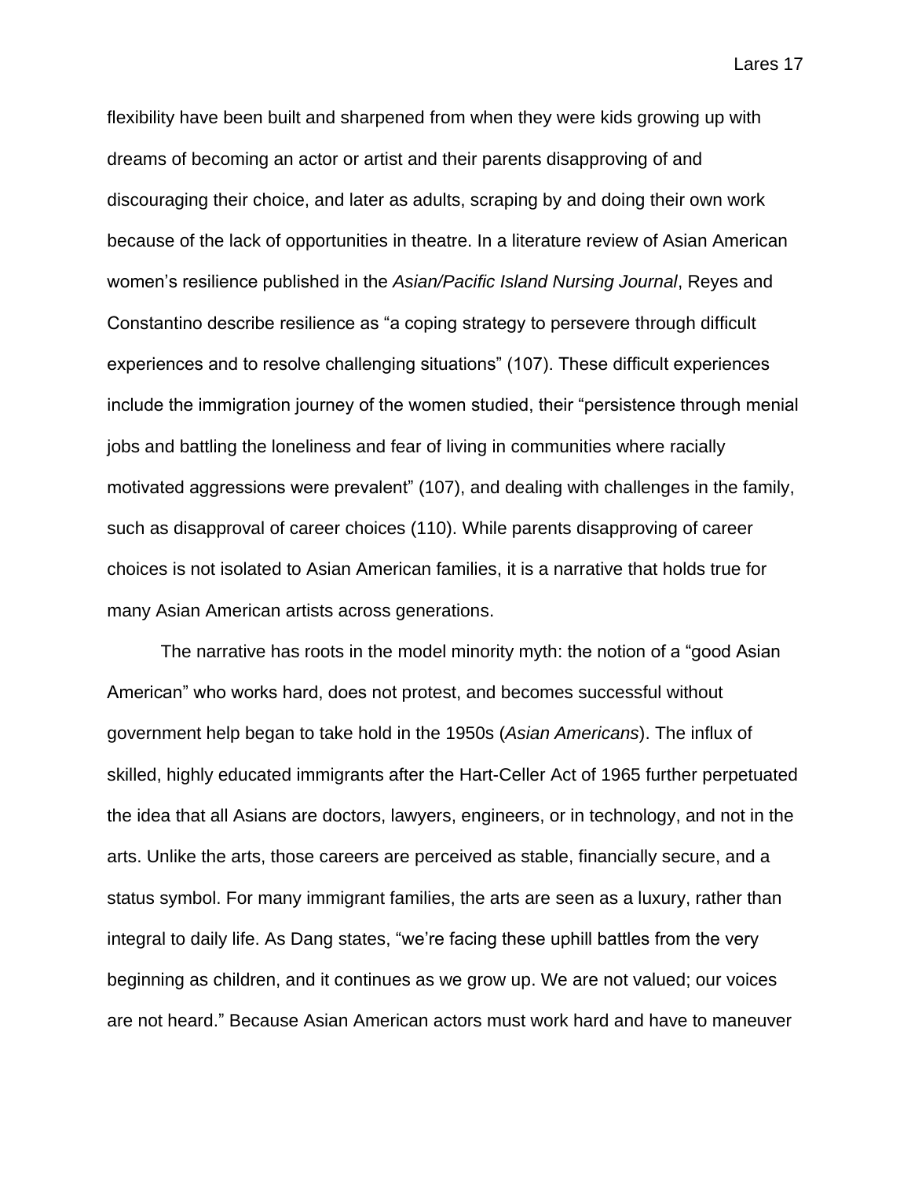flexibility have been built and sharpened from when they were kids growing up with dreams of becoming an actor or artist and their parents disapproving of and discouraging their choice, and later as adults, scraping by and doing their own work because of the lack of opportunities in theatre. In a literature review of Asian American women's resilience published in the *Asian/Pacific Island Nursing Journal*, Reyes and Constantino describe resilience as "a coping strategy to persevere through difficult experiences and to resolve challenging situations" (107). These difficult experiences include the immigration journey of the women studied, their "persistence through menial jobs and battling the loneliness and fear of living in communities where racially motivated aggressions were prevalent" (107), and dealing with challenges in the family, such as disapproval of career choices (110). While parents disapproving of career choices is not isolated to Asian American families, it is a narrative that holds true for many Asian American artists across generations.

The narrative has roots in the model minority myth: the notion of a "good Asian American" who works hard, does not protest, and becomes successful without government help began to take hold in the 1950s (*Asian Americans*). The influx of skilled, highly educated immigrants after the Hart-Celler Act of 1965 further perpetuated the idea that all Asians are doctors, lawyers, engineers, or in technology, and not in the arts. Unlike the arts, those careers are perceived as stable, financially secure, and a status symbol. For many immigrant families, the arts are seen as a luxury, rather than integral to daily life. As Dang states, "we're facing these uphill battles from the very beginning as children, and it continues as we grow up. We are not valued; our voices are not heard." Because Asian American actors must work hard and have to maneuver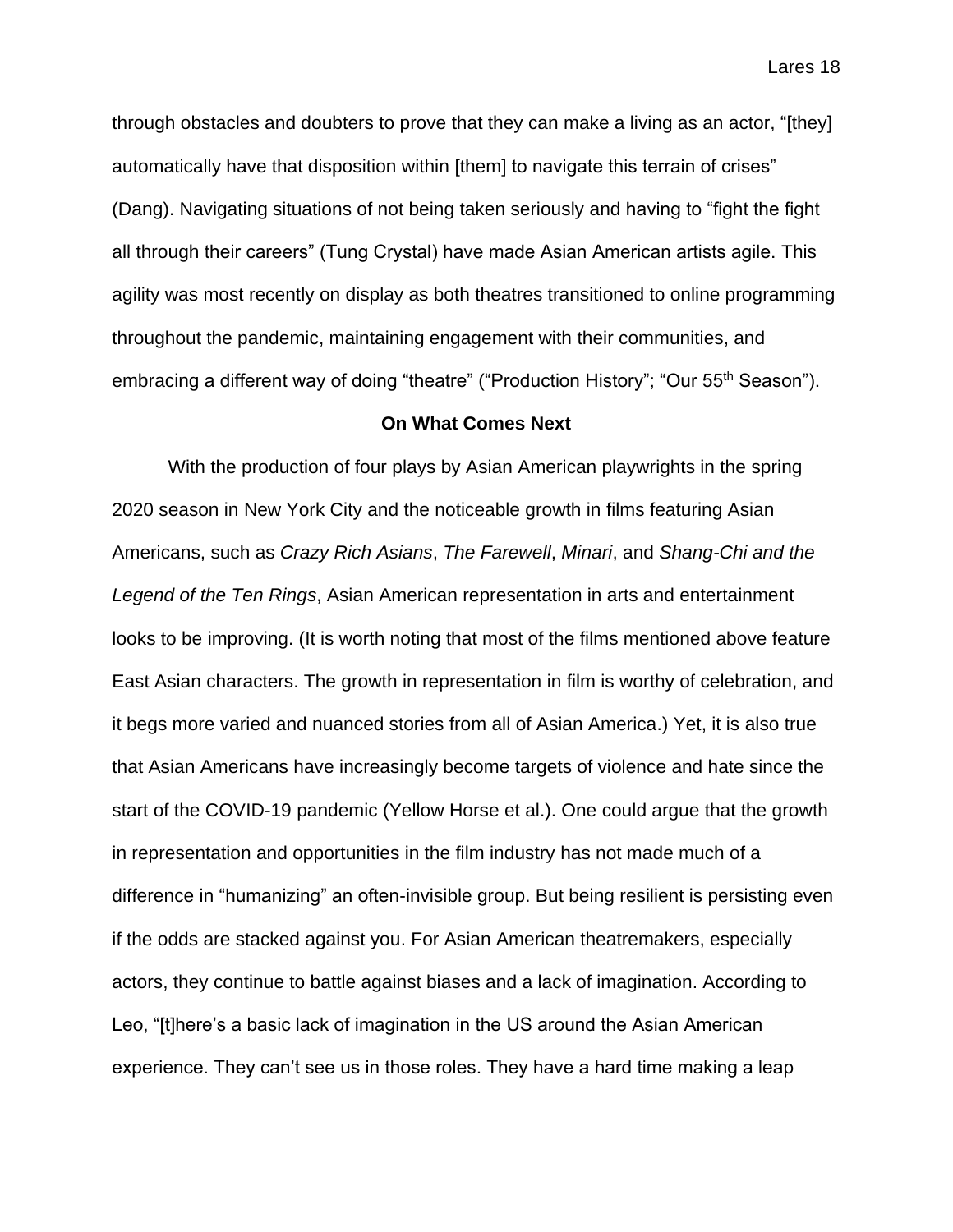through obstacles and doubters to prove that they can make a living as an actor, "[they] automatically have that disposition within [them] to navigate this terrain of crises" (Dang). Navigating situations of not being taken seriously and having to "fight the fight all through their careers" (Tung Crystal) have made Asian American artists agile. This agility was most recently on display as both theatres transitioned to online programming throughout the pandemic, maintaining engagement with their communities, and embracing a different way of doing "theatre" ("Production History"; "Our 55th Season").

### On What Comes Next

With the production of four plays by Asian American playwrights in the spring 2020 season in New York City and the noticeable growth in films featuring Asian Americans, such as *Crazy Rich Asians*, *The Farewell*, *Minari*, and *Shang-Chi and the Legend of the Ten Rings*, Asian American representation in arts and entertainment looks to be improving. (It is worth noting that most of the films mentioned above feature East Asian characters. The growth in representation in film is worthy of celebration, and it begs more varied and nuanced stories from all of Asian America.) Yet, it is also true that Asian Americans have increasingly become targets of violence and hate since the start of the COVID-19 pandemic (Yellow Horse et al.). One could argue that the growth in representation and opportunities in the film industry has not made much of a difference in "humanizing" an often-invisible group. But being resilient is persisting even if the odds are stacked against you. For Asian American theatremakers, especially actors, they continue to battle against biases and a lack of imagination. According to Leo, "[t]here's a basic lack of imagination in the US around the Asian American experience. They can't see us in those roles. They have a hard time making a leap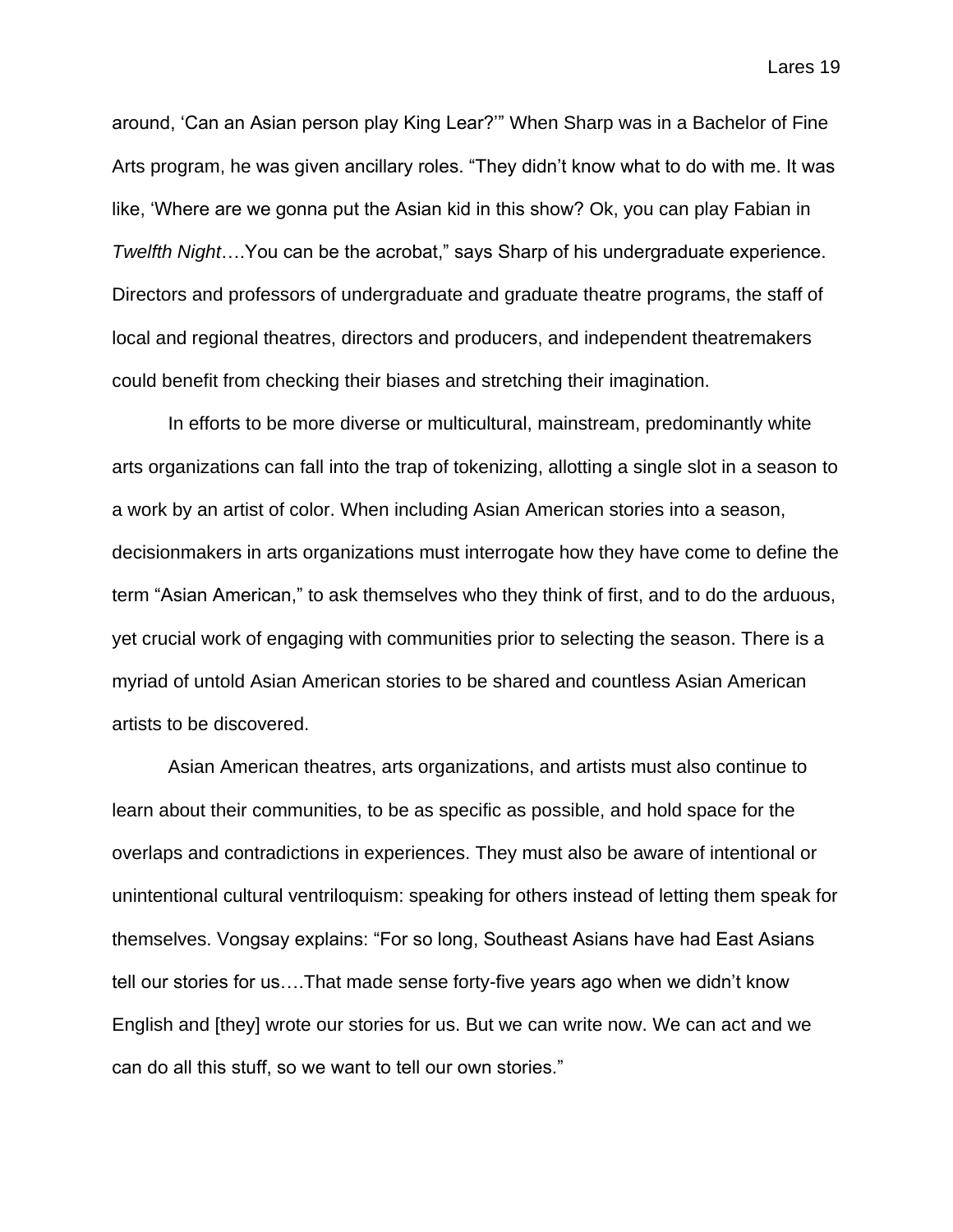around, 'Can an Asian person play King Lear?'" When Sharp was in a Bachelor of Fine Arts program, he was given ancillary roles. "They didn't know what to do with me. It was like, 'Where are we gonna put the Asian kid in this show? Ok, you can play Fabian in *Twelfth Night*….You can be the acrobat," says Sharp of his undergraduate experience. Directors and professors of undergraduate and graduate theatre programs, the staff of local and regional theatres, directors and producers, and independent theatremakers could benefit from checking their biases and stretching their imagination.

In efforts to be more diverse or multicultural, mainstream, predominantly white arts organizations can fall into the trap of tokenizing, allotting a single slot in a season to a work by an artist of color. When including Asian American stories into a season, decisionmakers in arts organizations must interrogate how they have come to define the term "Asian American," to ask themselves who they think of first, and to do the arduous, yet crucial work of engaging with communities prior to selecting the season. There is a myriad of untold Asian American stories to be shared and countless Asian American artists to be discovered.

Asian American theatres, arts organizations, and artists must also continue to learn about their communities, to be as specific as possible, and hold space for the overlaps and contradictions in experiences. They must also be aware of intentional or unintentional cultural ventriloquism: speaking for others instead of letting them speak for themselves. Vongsay explains: "For so long, Southeast Asians have had East Asians tell our stories for us….That made sense forty-five years ago when we didn't know English and [they] wrote our stories for us. But we can write now. We can act and we can do all this stuff, so we want to tell our own stories."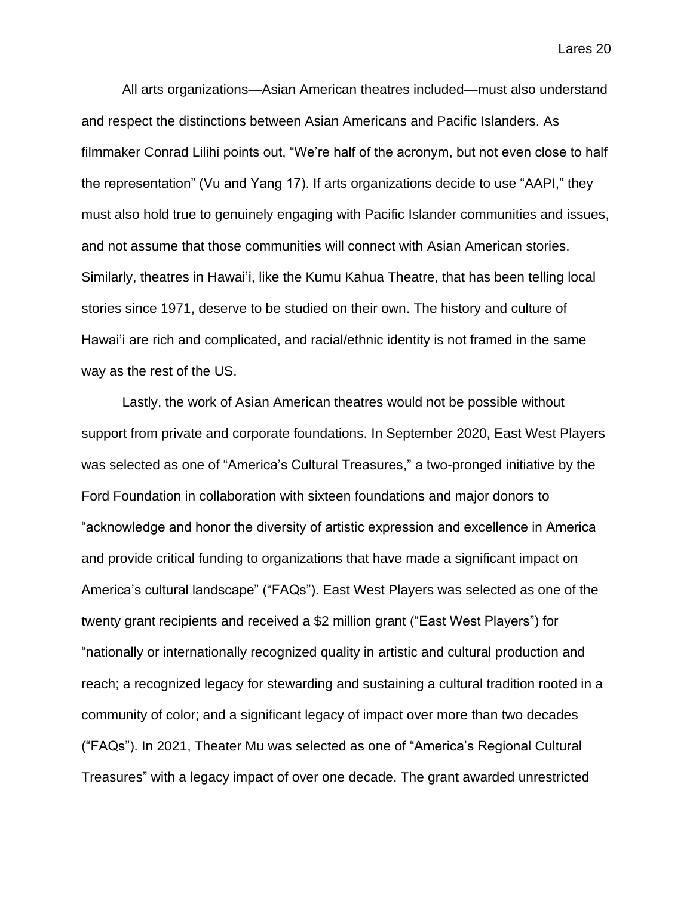All arts organizations—Asian American theatres included—must also understand and respect the distinctions between Asian Americans and Pacific Islanders. As filmmaker Conrad Lilihi points out, "We're half of the acronym, but not even close to half the representation" (Vu and Yang 17). If arts organizations decide to use "AAPI," they must also hold true to genuinely engaging with Pacific Islander communities and issues, and not assume that those communities will connect with Asian American stories. Similarly, theatres in Hawai'i, like the Kumu Kahua Theatre, that has been telling local stories since 1971, deserve to be studied on their own. The history and culture of Hawai'i are rich and complicated, and racial/ethnic identity is not framed in the same way as the rest of the US.

Lastly, the work of Asian American theatres would not be possible without support from private and corporate foundations. In September 2020, East West Players was selected as one of "America's Cultural Treasures," a two-pronged initiative by the Ford Foundation in collaboration with sixteen foundations and major donors to "acknowledge and honor the diversity of artistic expression and excellence in America and provide critical funding to organizations that have made a significant impact on America's cultural landscape" ("FAQs"). East West Players was selected as one of the twenty grant recipients and received a $2 million grant ("East West Players") for "nationally or internationally recognized quality in artistic and cultural production and reach; a recognized legacy for stewarding and sustaining a cultural tradition rooted in a community of color; and a significant legacy of impact over more than two decades ("FAQs"). In 2021, Theater Mu was selected as one of "America's Regional Cultural Treasures" with a legacy impact of over one decade. The grant awarded unrestricted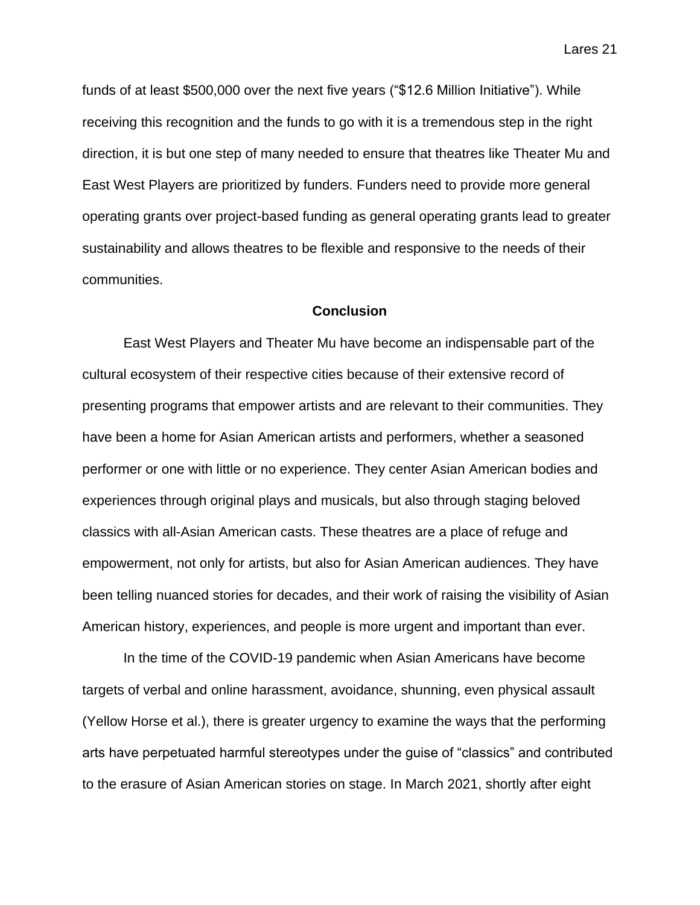funds of at least $500,000 over the next five years ("$12.6 Million Initiative"). While receiving this recognition and the funds to go with it is a tremendous step in the right direction, it is but one step of many needed to ensure that theatres like Theater Mu and East West Players are prioritized by funders. Funders need to provide more general operating grants over project-based funding as general operating grants lead to greater sustainability and allows theatres to be flexible and responsive to the needs of their communities.

## Conclusion

East West Players and Theater Mu have become an indispensable part of the cultural ecosystem of their respective cities because of their extensive record of presenting programs that empower artists and are relevant to their communities. They have been a home for Asian American artists and performers, whether a seasoned performer or one with little or no experience. They center Asian American bodies and experiences through original plays and musicals, but also through staging beloved classics with all-Asian American casts. These theatres are a place of refuge and empowerment, not only for artists, but also for Asian American audiences. They have been telling nuanced stories for decades, and their work of raising the visibility of Asian American history, experiences, and people is more urgent and important than ever.

In the time of the COVID-19 pandemic when Asian Americans have become targets of verbal and online harassment, avoidance, shunning, even physical assault (Yellow Horse et al.), there is greater urgency to examine the ways that the performing arts have perpetuated harmful stereotypes under the guise of "classics" and contributed to the erasure of Asian American stories on stage. In March 2021, shortly after eight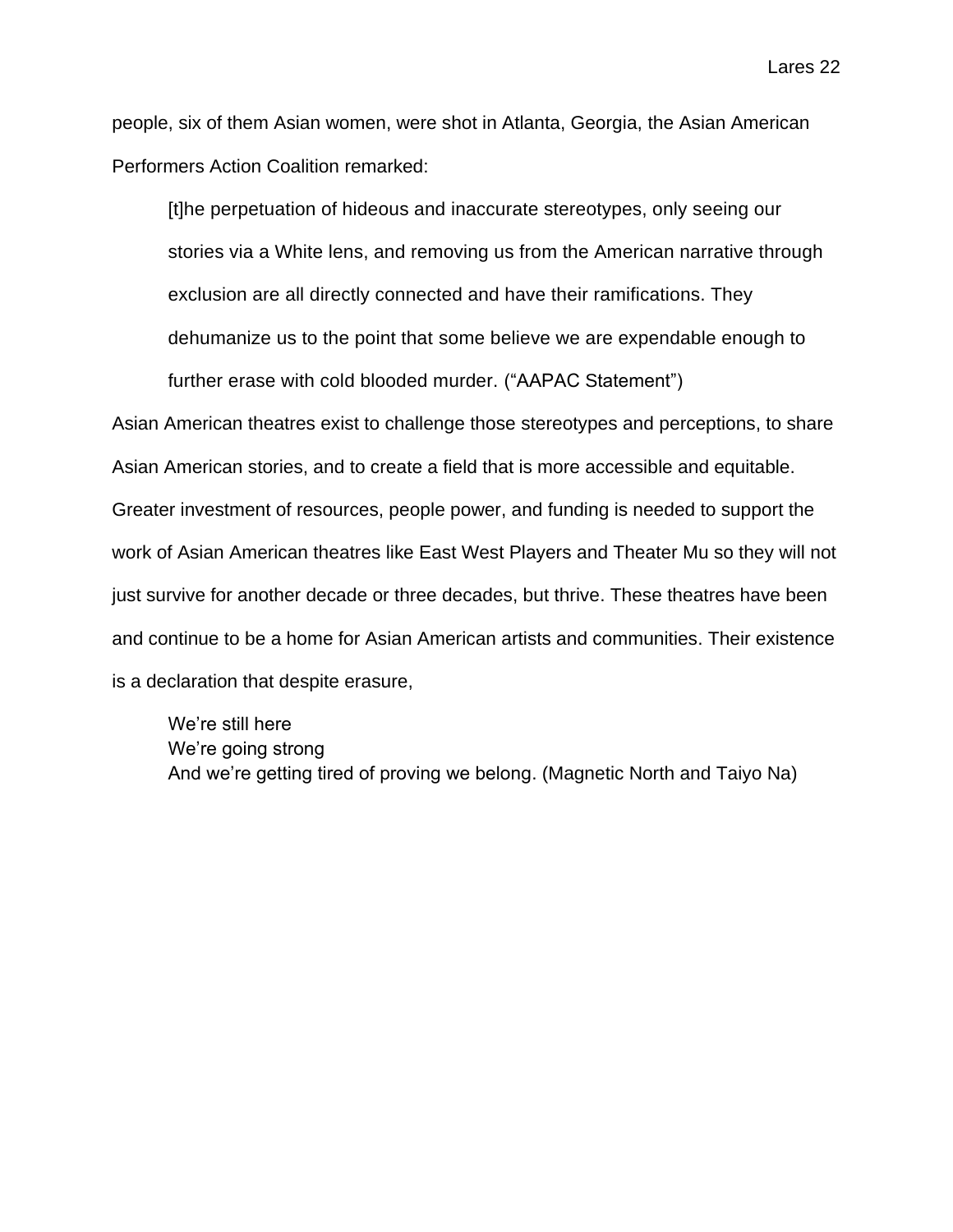people, six of them Asian women, were shot in Atlanta, Georgia, the Asian American Performers Action Coalition remarked:

> [t]he perpetuation of hideous and inaccurate stereotypes, only seeing our stories via a White lens, and removing us from the American narrative through exclusion are all directly connected and have their ramifications. They dehumanize us to the point that some believe we are expendable enough to further erase with cold blooded murder. ("AAPAC Statement")

Asian American theatres exist to challenge those stereotypes and perceptions, to share Asian American stories, and to create a field that is more accessible and equitable. Greater investment of resources, people power, and funding is needed to support the work of Asian American theatres like East West Players and Theater Mu so they will not just survive for another decade or three decades, but thrive. These theatres have been and continue to be a home for Asian American artists and communities. Their existence is a declaration that despite erasure,

> We're still here  
> We're going strong  
> And we're getting tired of proving we belong. (Magnetic North and Taiyo Na)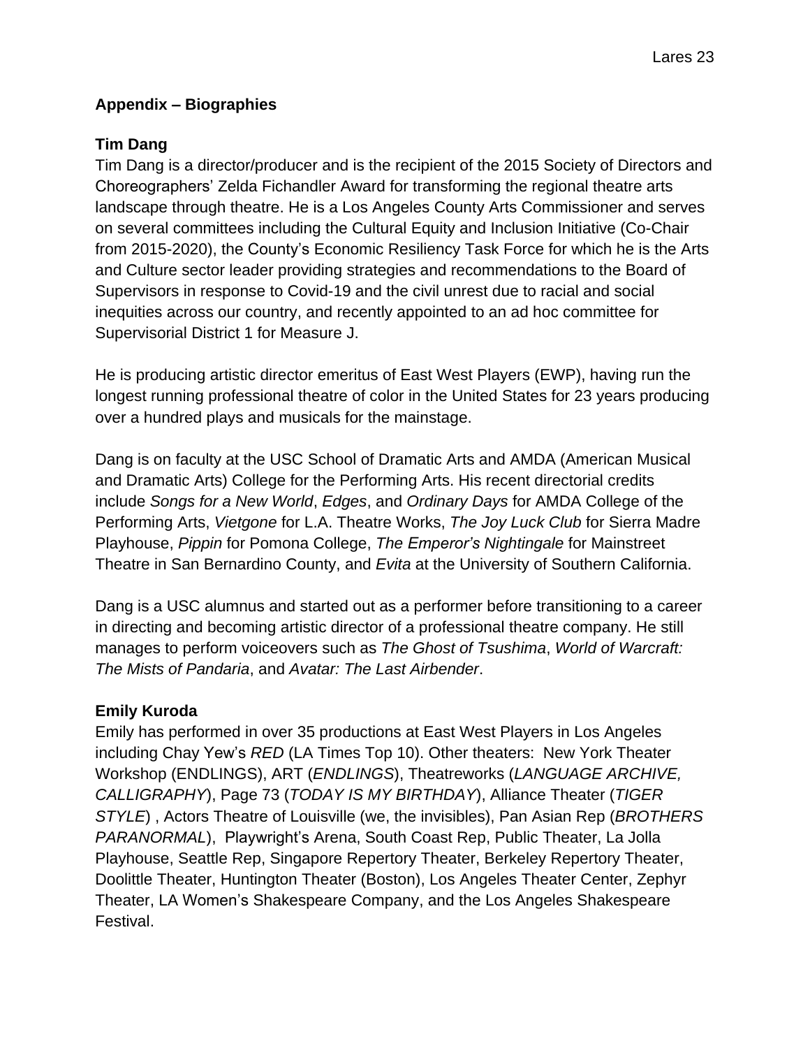## Appendix – Biographies

### Tim Dang

Tim Dang is a director/producer and is the recipient of the 2015 Society of Directors and Choreographers' Zelda Fichandler Award for transforming the regional theatre arts landscape through theatre. He is a Los Angeles County Arts Commissioner and serves on several committees including the Cultural Equity and Inclusion Initiative (Co-Chair from 2015-2020), the County's Economic Resiliency Task Force for which he is the Arts and Culture sector leader providing strategies and recommendations to the Board of Supervisors in response to Covid-19 and the civil unrest due to racial and social inequities across our country, and recently appointed to an ad hoc committee for Supervisorial District 1 for Measure J.

He is producing artistic director emeritus of East West Players (EWP), having run the longest running professional theatre of color in the United States for 23 years producing over a hundred plays and musicals for the mainstage.

Dang is on faculty at the USC School of Dramatic Arts and AMDA (American Musical and Dramatic Arts) College for the Performing Arts. His recent directorial credits include *Songs for a New World*, *Edges*, and *Ordinary Days* for AMDA College of the Performing Arts, *Vietgone* for L.A. Theatre Works, *The Joy Luck Club* for Sierra Madre Playhouse, *Pippin* for Pomona College, *The Emperor's Nightingale* for Mainstreet Theatre in San Bernardino County, and *Evita* at the University of Southern California.

Dang is a USC alumnus and started out as a performer before transitioning to a career in directing and becoming artistic director of a professional theatre company. He still manages to perform voiceovers such as *The Ghost of Tsushima*, *World of Warcraft: The Mists of Pandaria*, and *Avatar: The Last Airbender*.

### Emily Kuroda

Emily has performed in over 35 productions at East West Players in Los Angeles including Chay Yew's *RED* (LA Times Top 10). Other theaters: New York Theater Workshop (ENDLINGS), ART (*ENDLINGS*), Theatreworks (*LANGUAGE ARCHIVE, CALLIGRAPHY*), Page 73 (*TODAY IS MY BIRTHDAY*), Alliance Theater (*TIGER STYLE*) , Actors Theatre of Louisville (we, the invisibles), Pan Asian Rep (*BROTHERS PARANORMAL*), Playwright's Arena, South Coast Rep, Public Theater, La Jolla Playhouse, Seattle Rep, Singapore Repertory Theater, Berkeley Repertory Theater, Doolittle Theater, Huntington Theater (Boston), Los Angeles Theater Center, Zephyr Theater, LA Women's Shakespeare Company, and the Los Angeles Shakespeare Festival.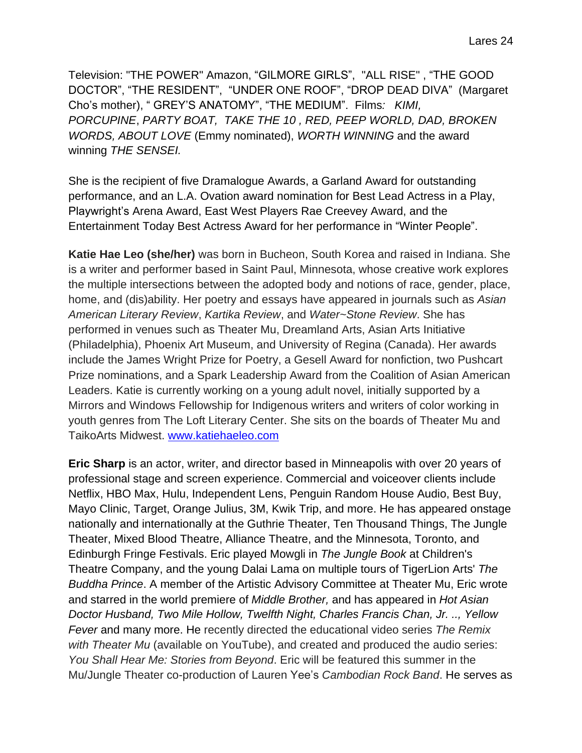Television: "THE POWER" Amazon, "GILMORE GIRLS", "ALL RISE" , "THE GOOD DOCTOR", "THE RESIDENT", "UNDER ONE ROOF", "DROP DEAD DIVA" (Margaret Cho's mother), " GREY'S ANATOMY", "THE MEDIUM". Films*: KIMI, PORCUPINE*, *PARTY BOAT, TAKE THE 10 , RED, PEEP WORLD, DAD, BROKEN WORDS, ABOUT LOVE* (Emmy nominated), *WORTH WINNING* and the award winning *THE SENSEI.*

She is the recipient of five Dramalogue Awards, a Garland Award for outstanding performance, and an L.A. Ovation award nomination for Best Lead Actress in a Play, Playwright's Arena Award, East West Players Rae Creevey Award, and the Entertainment Today Best Actress Award for her performance in "Winter People".

**Katie Hae Leo (she/her)** was born in Bucheon, South Korea and raised in Indiana. She is a writer and performer based in Saint Paul, Minnesota, whose creative work explores the multiple intersections between the adopted body and notions of race, gender, place, home, and (dis)ability. Her poetry and essays have appeared in journals such as *Asian American Literary Review*, *Kartika Review*, and *Water~Stone Review*. She has performed in venues such as Theater Mu, Dreamland Arts, Asian Arts Initiative (Philadelphia), Phoenix Art Museum, and University of Regina (Canada). Her awards include the James Wright Prize for Poetry, a Gesell Award for nonfiction, two Pushcart Prize nominations, and a Spark Leadership Award from the Coalition of Asian American Leaders. Katie is currently working on a young adult novel, initially supported by a Mirrors and Windows Fellowship for Indigenous writers and writers of color working in youth genres from The Loft Literary Center. She sits on the boards of Theater Mu and TaikoArts Midwest. [www.katiehaeleo.com](www.katiehaeleo.com)

**Eric Sharp** is an actor, writer, and director based in Minneapolis with over 20 years of professional stage and screen experience. Commercial and voiceover clients include Netflix, HBO Max, Hulu, Independent Lens, Penguin Random House Audio, Best Buy, Mayo Clinic, Target, Orange Julius, 3M, Kwik Trip, and more. He has appeared onstage nationally and internationally at the Guthrie Theater, Ten Thousand Things, The Jungle Theater, Mixed Blood Theatre, Alliance Theatre, and the Minnesota, Toronto, and Edinburgh Fringe Festivals. Eric played Mowgli in *The Jungle Book* at Children's Theatre Company, and the young Dalai Lama on multiple tours of TigerLion Arts' *The Buddha Prince*. A member of the Artistic Advisory Committee at Theater Mu, Eric wrote and starred in the world premiere of *Middle Brother,* and has appeared in *Hot Asian Doctor Husband, Two Mile Hollow, Twelfth Night, Charles Francis Chan, Jr. .., Yellow Fever* and many more. He recently directed the educational video series *The Remix with Theater Mu* (available on YouTube), and created and produced the audio series: *You Shall Hear Me: Stories from Beyond*. Eric will be featured this summer in the Mu/Jungle Theater co-production of Lauren Yee's *Cambodian Rock Band*. He serves as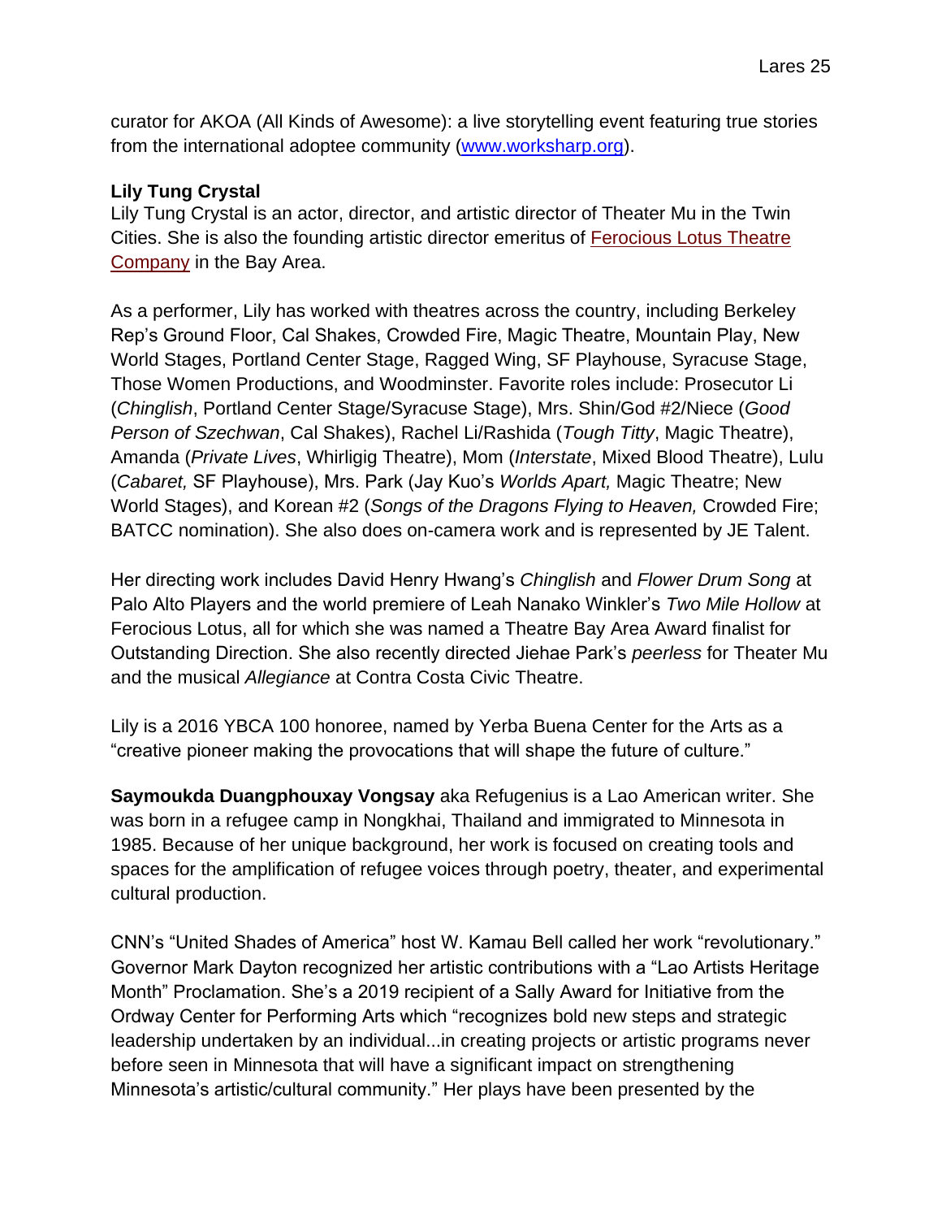curator for AKOA (All Kinds of Awesome): a live storytelling event featuring true stories from the international adoptee community ([www.worksharp.org](www.worksharp.org)).

**Lily Tung Crystal**

Lily Tung Crystal is an actor, director, and artistic director of Theater Mu in the Twin Cities. She is also the founding artistic director emeritus of Ferocious Lotus Theatre Company in the Bay Area.

As a performer, Lily has worked with theatres across the country, including Berkeley Rep's Ground Floor, Cal Shakes, Crowded Fire, Magic Theatre, Mountain Play, New World Stages, Portland Center Stage, Ragged Wing, SF Playhouse, Syracuse Stage, Those Women Productions, and Woodminster. Favorite roles include: Prosecutor Li (*Chinglish*, Portland Center Stage/Syracuse Stage), Mrs. Shin/God #2/Niece (*Good Person of Szechwan*, Cal Shakes), Rachel Li/Rashida (*Tough Titty*, Magic Theatre), Amanda (*Private Lives*, Whirligig Theatre), Mom (*Interstate*, Mixed Blood Theatre), Lulu (*Cabaret,* SF Playhouse), Mrs. Park (Jay Kuo's *Worlds Apart,* Magic Theatre; New World Stages), and Korean #2 (*Songs of the Dragons Flying to Heaven,* Crowded Fire; BATCC nomination). She also does on-camera work and is represented by JE Talent.

Her directing work includes David Henry Hwang's *Chinglish* and *Flower Drum Song* at Palo Alto Players and the world premiere of Leah Nanako Winkler's *Two Mile Hollow* at Ferocious Lotus, all for which she was named a Theatre Bay Area Award finalist for Outstanding Direction. She also recently directed Jiehae Park's *peerless* for Theater Mu and the musical *Allegiance* at Contra Costa Civic Theatre.

Lily is a 2016 YBCA 100 honoree, named by Yerba Buena Center for the Arts as a "creative pioneer making the provocations that will shape the future of culture."

**Saymoukda Duangphouxay Vongsay** aka Refugenius is a Lao American writer. She was born in a refugee camp in Nongkhai, Thailand and immigrated to Minnesota in 1985. Because of her unique background, her work is focused on creating tools and spaces for the amplification of refugee voices through poetry, theater, and experimental cultural production.

CNN's "United Shades of America" host W. Kamau Bell called her work "revolutionary." Governor Mark Dayton recognized her artistic contributions with a "Lao Artists Heritage Month" Proclamation. She's a 2019 recipient of a Sally Award for Initiative from the Ordway Center for Performing Arts which "recognizes bold new steps and strategic leadership undertaken by an individual...in creating projects or artistic programs never before seen in Minnesota that will have a significant impact on strengthening Minnesota's artistic/cultural community." Her plays have been presented by the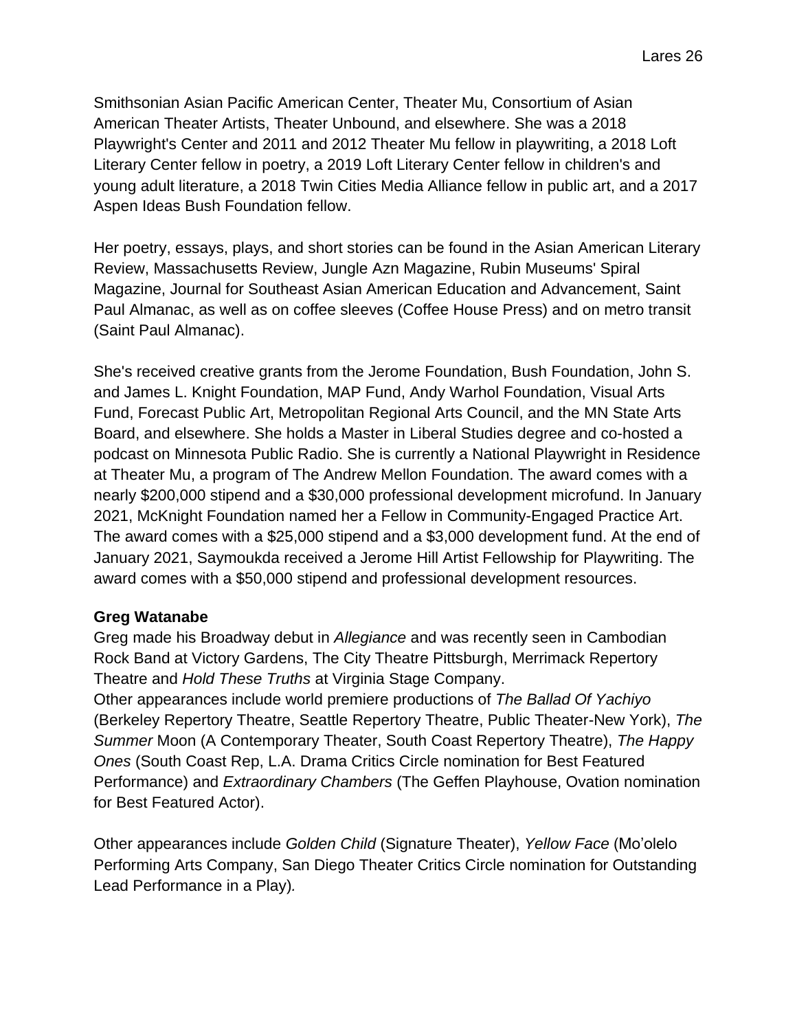Smithsonian Asian Pacific American Center, Theater Mu, Consortium of Asian American Theater Artists, Theater Unbound, and elsewhere. She was a 2018 Playwright's Center and 2011 and 2012 Theater Mu fellow in playwriting, a 2018 Loft Literary Center fellow in poetry, a 2019 Loft Literary Center fellow in children's and young adult literature, a 2018 Twin Cities Media Alliance fellow in public art, and a 2017 Aspen Ideas Bush Foundation fellow.

Her poetry, essays, plays, and short stories can be found in the Asian American Literary Review, Massachusetts Review, Jungle Azn Magazine, Rubin Museums' Spiral Magazine, Journal for Southeast Asian American Education and Advancement, Saint Paul Almanac, as well as on coffee sleeves (Coffee House Press) and on metro transit (Saint Paul Almanac).

She's received creative grants from the Jerome Foundation, Bush Foundation, John S. and James L. Knight Foundation, MAP Fund, Andy Warhol Foundation, Visual Arts Fund, Forecast Public Art, Metropolitan Regional Arts Council, and the MN State Arts Board, and elsewhere. She holds a Master in Liberal Studies degree and co-hosted a podcast on Minnesota Public Radio. She is currently a National Playwright in Residence at Theater Mu, a program of The Andrew Mellon Foundation. The award comes with a nearly $200,000 stipend and a $30,000 professional development microfund. In January 2021, McKnight Foundation named her a Fellow in Community-Engaged Practice Art. The award comes with a $25,000 stipend and a $3,000 development fund. At the end of January 2021, Saymoukda received a Jerome Hill Artist Fellowship for Playwriting. The award comes with a $50,000 stipend and professional development resources.

**Greg Watanabe**

Greg made his Broadway debut in *Allegiance* and was recently seen in Cambodian Rock Band at Victory Gardens, The City Theatre Pittsburgh, Merrimack Repertory Theatre and *Hold These Truths* at Virginia Stage Company.

Other appearances include world premiere productions of *The Ballad Of Yachiyo* (Berkeley Repertory Theatre, Seattle Repertory Theatre, Public Theater-New York), *The Summer* Moon (A Contemporary Theater, South Coast Repertory Theatre), *The Happy Ones* (South Coast Rep, L.A. Drama Critics Circle nomination for Best Featured Performance) and *Extraordinary Chambers* (The Geffen Playhouse, Ovation nomination for Best Featured Actor).

Other appearances include *Golden Child* (Signature Theater), *Yellow Face* (Mo'olelo Performing Arts Company, San Diego Theater Critics Circle nomination for Outstanding Lead Performance in a Play).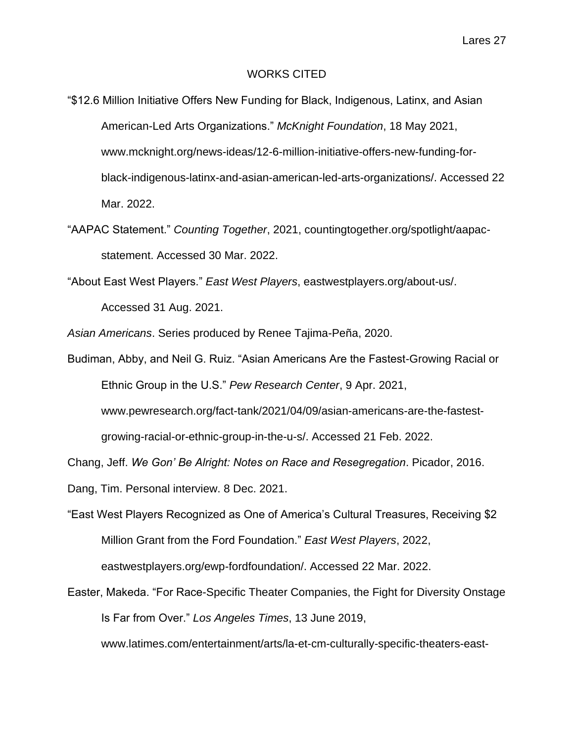# WORKS CITED

"$12.6 Million Initiative Offers New Funding for Black, Indigenous, Latinx, and Asian American-Led Arts Organizations." *McKnight Foundation*, 18 May 2021, www.mcknight.org/news-ideas/12-6-million-initiative-offers-new-funding-for-black-indigenous-latinx-and-asian-american-led-arts-organizations/. Accessed 22 Mar. 2022.

"AAPAC Statement." *Counting Together*, 2021, countingtogether.org/spotlight/aapac-statement. Accessed 30 Mar. 2022.

"About East West Players." *East West Players*, eastwestplayers.org/about-us/. Accessed 31 Aug. 2021.

*Asian Americans*. Series produced by Renee Tajima-Peña, 2020.

Budiman, Abby, and Neil G. Ruiz. "Asian Americans Are the Fastest-Growing Racial or Ethnic Group in the U.S." *Pew Research Center*, 9 Apr. 2021, www.pewresearch.org/fact-tank/2021/04/09/asian-americans-are-the-fastest-growing-racial-or-ethnic-group-in-the-u-s/. Accessed 21 Feb. 2022.

Chang, Jeff. *We Gon' Be Alright: Notes on Race and Resegregation*. Picador, 2016.

Dang, Tim. Personal interview. 8 Dec. 2021.

"East West Players Recognized as One of America's Cultural Treasures, Receiving $2 Million Grant from the Ford Foundation." *East West Players*, 2022, eastwestplayers.org/ewp-fordfoundation/. Accessed 22 Mar. 2022.

Easter, Makeda. "For Race-Specific Theater Companies, the Fight for Diversity Onstage Is Far from Over." *Los Angeles Times*, 13 June 2019, www.latimes.com/entertainment/arts/la-et-cm-culturally-specific-theaters-east-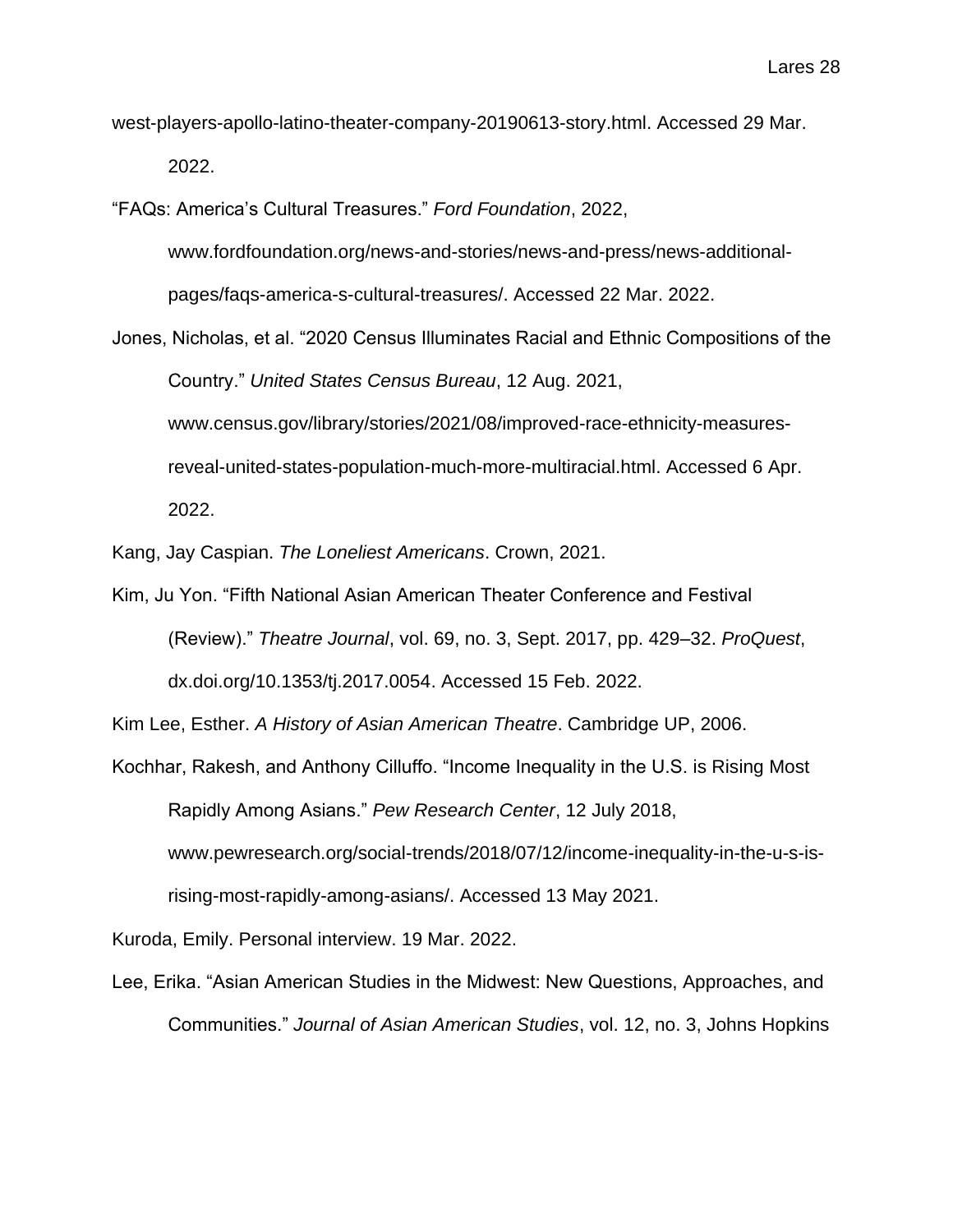west-players-apollo-latino-theater-company-20190613-story.html. Accessed 29 Mar. 2022.

"FAQs: America's Cultural Treasures." *Ford Foundation*, 2022, www.fordfoundation.org/news-and-stories/news-and-press/news-additional-pages/faqs-america-s-cultural-treasures/. Accessed 22 Mar. 2022.

Jones, Nicholas, et al. "2020 Census Illuminates Racial and Ethnic Compositions of the Country." *United States Census Bureau*, 12 Aug. 2021, www.census.gov/library/stories/2021/08/improved-race-ethnicity-measures-reveal-united-states-population-much-more-multiracial.html. Accessed 6 Apr. 2022.

Kang, Jay Caspian. *The Loneliest Americans*. Crown, 2021.

Kim, Ju Yon. "Fifth National Asian American Theater Conference and Festival (Review)." *Theatre Journal*, vol. 69, no. 3, Sept. 2017, pp. 429–32. *ProQuest*, dx.doi.org/10.1353/tj.2017.0054. Accessed 15 Feb. 2022.

Kim Lee, Esther. *A History of Asian American Theatre*. Cambridge UP, 2006.

Kochhar, Rakesh, and Anthony Cilluffo. "Income Inequality in the U.S. is Rising Most Rapidly Among Asians." *Pew Research Center*, 12 July 2018, www.pewresearch.org/social-trends/2018/07/12/income-inequality-in-the-u-s-is-rising-most-rapidly-among-asians/. Accessed 13 May 2021.

Kuroda, Emily. Personal interview. 19 Mar. 2022.

Lee, Erika. "Asian American Studies in the Midwest: New Questions, Approaches, and Communities." *Journal of Asian American Studies*, vol. 12, no. 3, Johns Hopkins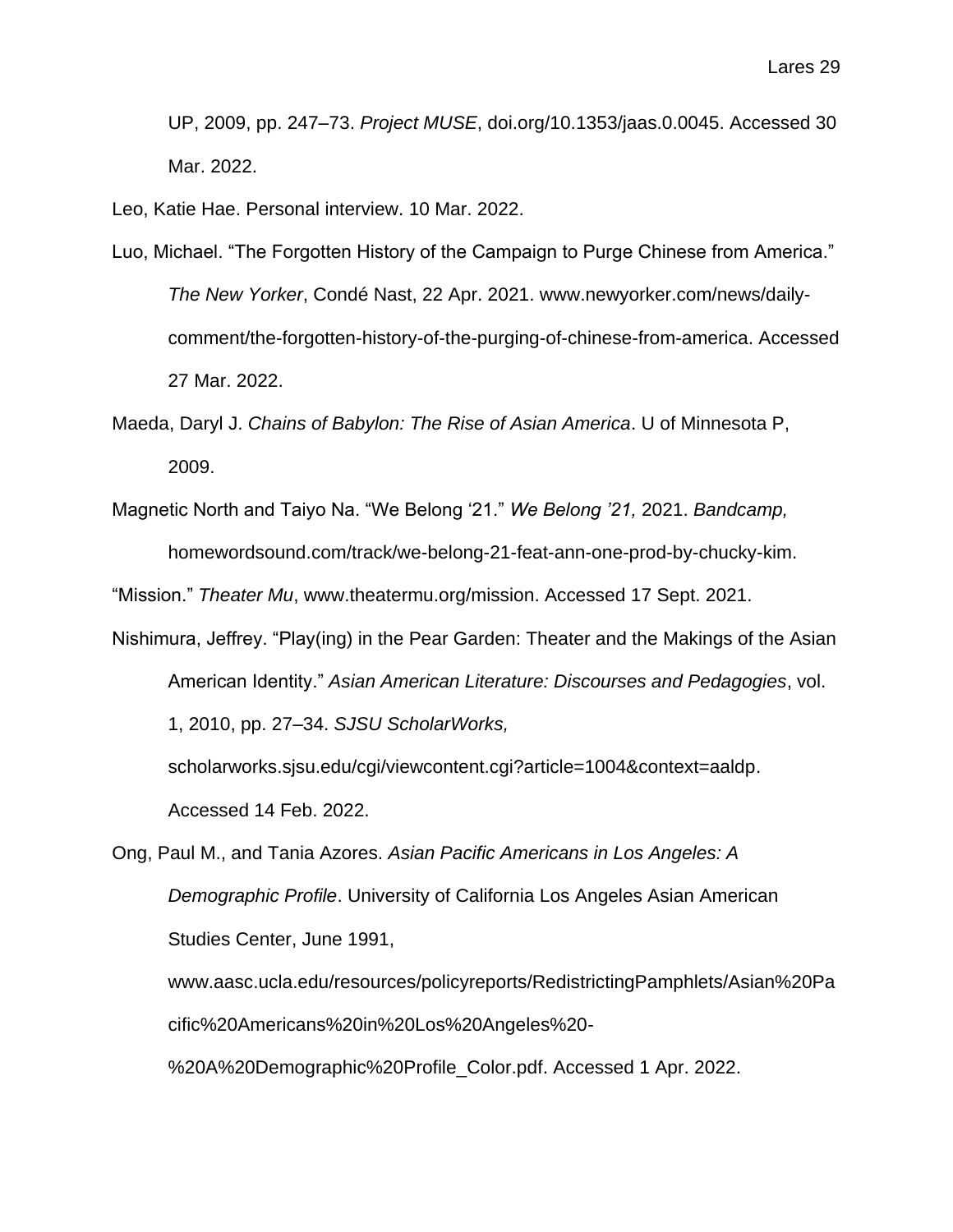UP, 2009, pp. 247–73. *Project MUSE*, doi.org/10.1353/jaas.0.0045. Accessed 30 Mar. 2022.

Leo, Katie Hae. Personal interview. 10 Mar. 2022.

Luo, Michael. "The Forgotten History of the Campaign to Purge Chinese from America." *The New Yorker*, Condé Nast, 22 Apr. 2021. www.newyorker.com/news/daily-comment/the-forgotten-history-of-the-purging-of-chinese-from-america. Accessed 27 Mar. 2022.

Maeda, Daryl J. *Chains of Babylon: The Rise of Asian America*. U of Minnesota P, 2009.

Magnetic North and Taiyo Na. "We Belong '21." *We Belong '21,* 2021. *Bandcamp,* homewordsound.com/track/we-belong-21-feat-ann-one-prod-by-chucky-kim.

"Mission." *Theater Mu*, www.theatermu.org/mission. Accessed 17 Sept. 2021.

Nishimura, Jeffrey. "Play(ing) in the Pear Garden: Theater and the Makings of the Asian American Identity." *Asian American Literature: Discourses and Pedagogies*, vol. 1, 2010, pp. 27–34. *SJSU ScholarWorks,* scholarworks.sjsu.edu/cgi/viewcontent.cgi?article=1004&context=aaldp. Accessed 14 Feb. 2022.

Ong, Paul M., and Tania Azores. *Asian Pacific Americans in Los Angeles: A Demographic Profile*. University of California Los Angeles Asian American Studies Center, June 1991, www.aasc.ucla.edu/resources/policyreports/RedistrictingPamphlets/Asian%20Pacific%20Americans%20in%20Los%20Angeles%20-%20A%20Demographic%20Profile_Color.pdf. Accessed 1 Apr. 2022.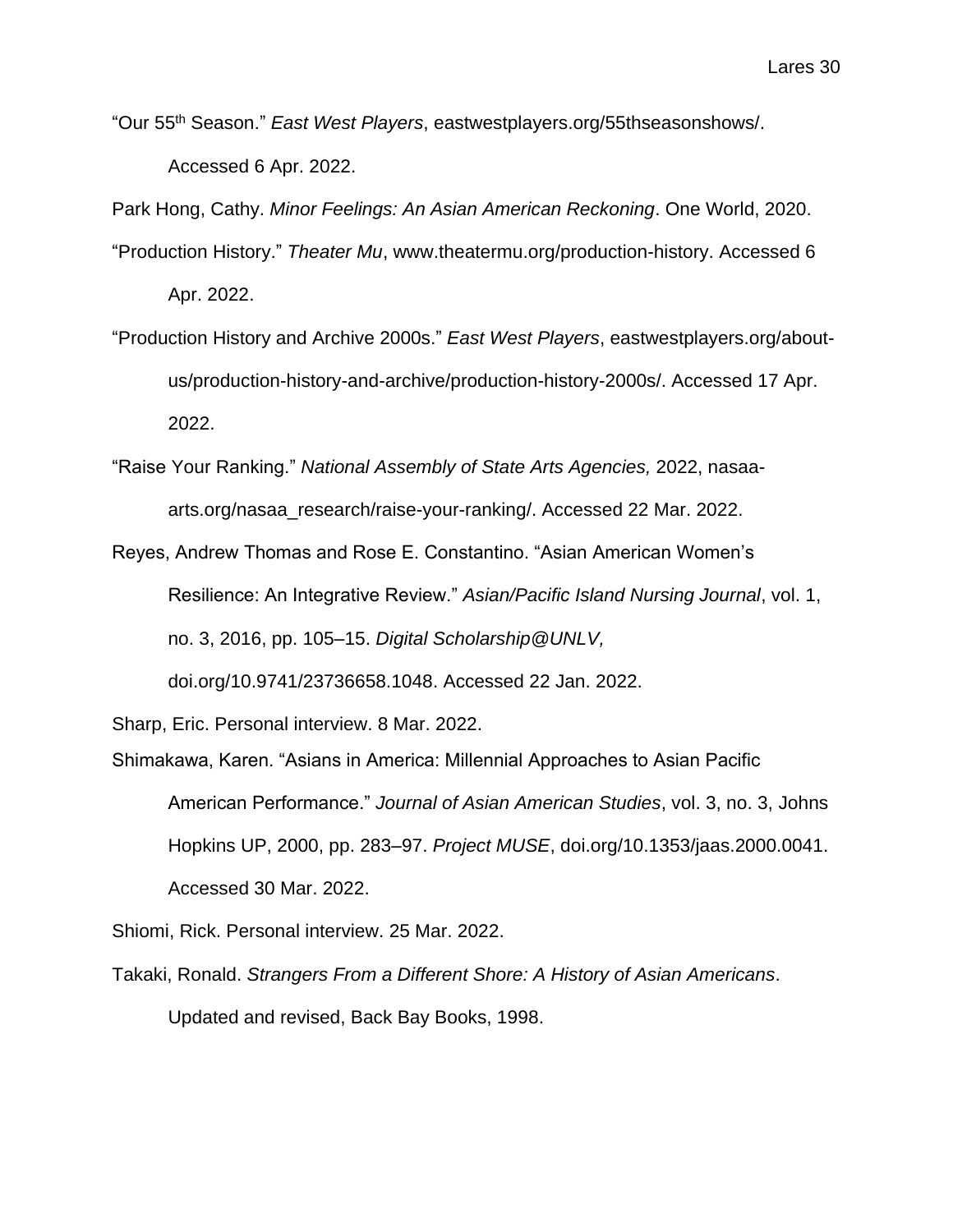"Our 55th Season." *East West Players*, eastwestplayers.org/55thseasonshows/. Accessed 6 Apr. 2022.

Park Hong, Cathy. *Minor Feelings: An Asian American Reckoning*. One World, 2020.

"Production History." *Theater Mu*, www.theatermu.org/production-history. Accessed 6 Apr. 2022.

"Production History and Archive 2000s." *East West Players*, eastwestplayers.org/about-us/production-history-and-archive/production-history-2000s/. Accessed 17 Apr. 2022.

"Raise Your Ranking." *National Assembly of State Arts Agencies,* 2022, nasaa-arts.org/nasaa_research/raise-your-ranking/. Accessed 22 Mar. 2022.

Reyes, Andrew Thomas and Rose E. Constantino. "Asian American Women's Resilience: An Integrative Review." *Asian/Pacific Island Nursing Journal*, vol. 1, no. 3, 2016, pp. 105–15. *Digital Scholarship@UNLV,* doi.org/10.9741/23736658.1048. Accessed 22 Jan. 2022.

Sharp, Eric. Personal interview. 8 Mar. 2022.

Shimakawa, Karen. "Asians in America: Millennial Approaches to Asian Pacific American Performance." *Journal of Asian American Studies*, vol. 3, no. 3, Johns Hopkins UP, 2000, pp. 283–97. *Project MUSE*, doi.org/10.1353/jaas.2000.0041. Accessed 30 Mar. 2022.

Shiomi, Rick. Personal interview. 25 Mar. 2022.

Takaki, Ronald. *Strangers From a Different Shore: A History of Asian Americans*. Updated and revised, Back Bay Books, 1998.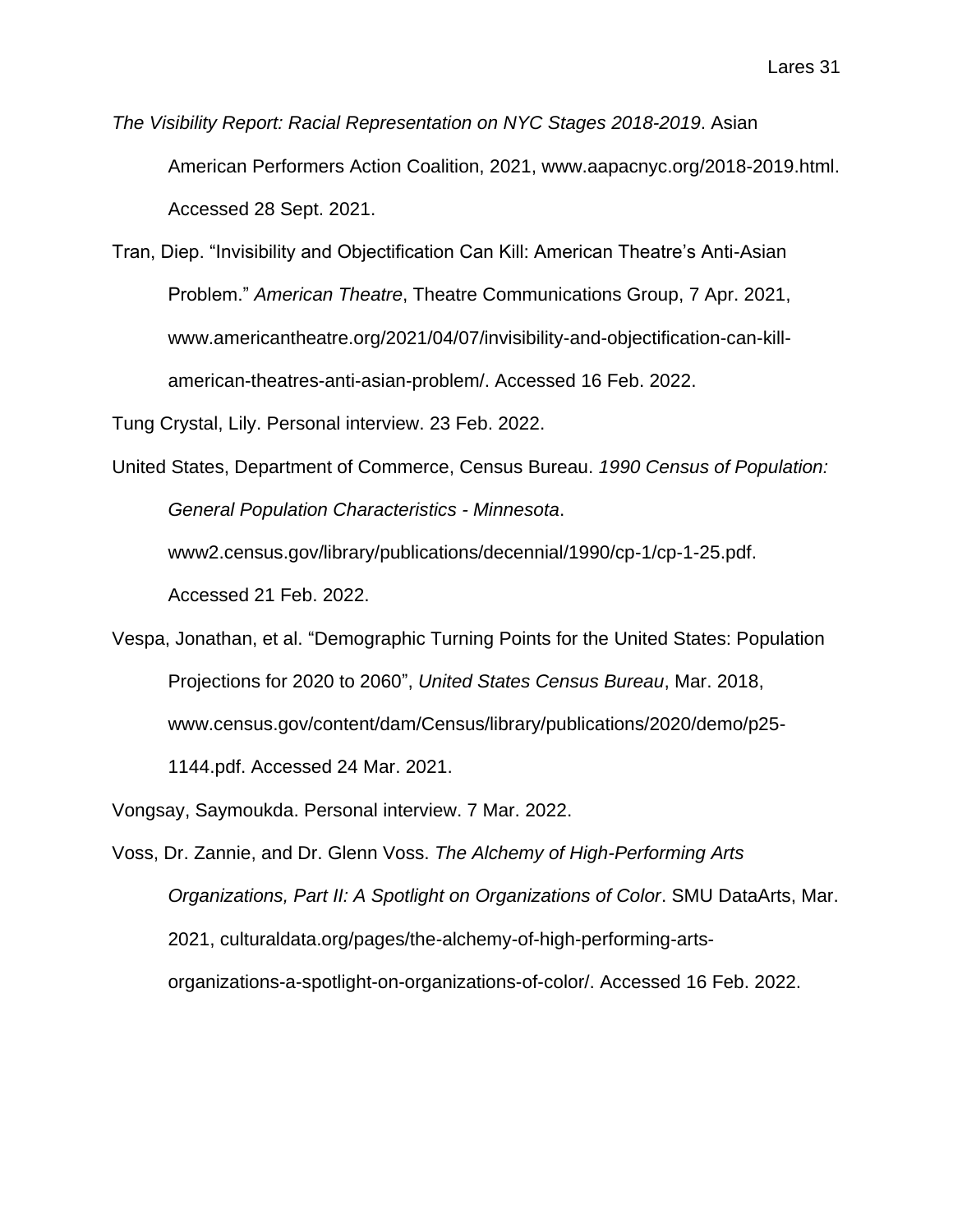*The Visibility Report: Racial Representation on NYC Stages 2018-2019*. Asian American Performers Action Coalition, 2021, www.aapacnyc.org/2018-2019.html. Accessed 28 Sept. 2021.

Tran, Diep. "Invisibility and Objectification Can Kill: American Theatre's Anti-Asian Problem." *American Theatre*, Theatre Communications Group, 7 Apr. 2021, www.americantheatre.org/2021/04/07/invisibility-and-objectification-can-kill-american-theatres-anti-asian-problem/. Accessed 16 Feb. 2022.

Tung Crystal, Lily. Personal interview. 23 Feb. 2022.

United States, Department of Commerce, Census Bureau. *1990 Census of Population: General Population Characteristics - Minnesota*. www2.census.gov/library/publications/decennial/1990/cp-1/cp-1-25.pdf. Accessed 21 Feb. 2022.

Vespa, Jonathan, et al. "Demographic Turning Points for the United States: Population Projections for 2020 to 2060", *United States Census Bureau*, Mar. 2018, www.census.gov/content/dam/Census/library/publications/2020/demo/p25-1144.pdf. Accessed 24 Mar. 2021.

Vongsay, Saymoukda. Personal interview. 7 Mar. 2022.

Voss, Dr. Zannie, and Dr. Glenn Voss. *The Alchemy of High-Performing Arts Organizations, Part II: A Spotlight on Organizations of Color*. SMU DataArts, Mar. 2021, culturaldata.org/pages/the-alchemy-of-high-performing-arts-organizations-a-spotlight-on-organizations-of-color/. Accessed 16 Feb. 2022.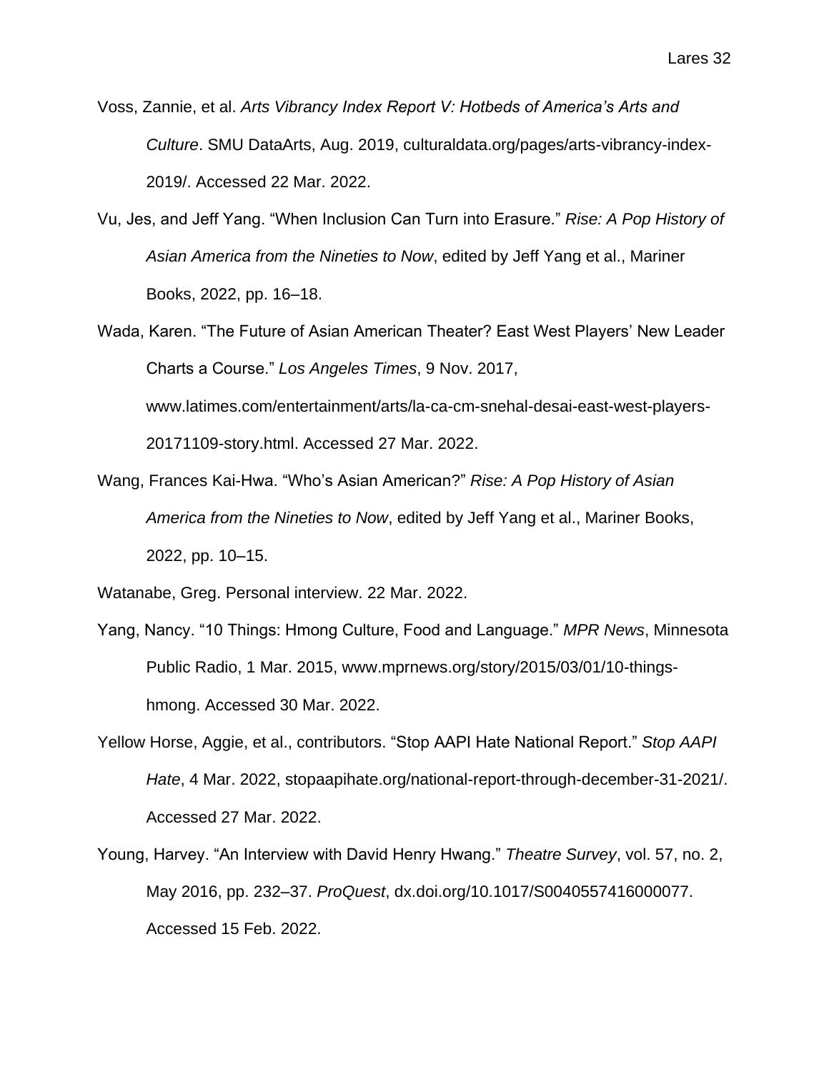Voss, Zannie, et al. *Arts Vibrancy Index Report V: Hotbeds of America's Arts and Culture*. SMU DataArts, Aug. 2019, culturaldata.org/pages/arts-vibrancy-index-2019/. Accessed 22 Mar. 2022.

Vu, Jes, and Jeff Yang. "When Inclusion Can Turn into Erasure." *Rise: A Pop History of Asian America from the Nineties to Now*, edited by Jeff Yang et al., Mariner Books, 2022, pp. 16–18.

Wada, Karen. "The Future of Asian American Theater? East West Players' New Leader Charts a Course." *Los Angeles Times*, 9 Nov. 2017, www.latimes.com/entertainment/arts/la-ca-cm-snehal-desai-east-west-players-20171109-story.html. Accessed 27 Mar. 2022.

Wang, Frances Kai-Hwa. "Who's Asian American?" *Rise: A Pop History of Asian America from the Nineties to Now*, edited by Jeff Yang et al., Mariner Books, 2022, pp. 10–15.

Watanabe, Greg. Personal interview. 22 Mar. 2022.

Yang, Nancy. "10 Things: Hmong Culture, Food and Language." *MPR News*, Minnesota Public Radio, 1 Mar. 2015, www.mprnews.org/story/2015/03/01/10-things-hmong. Accessed 30 Mar. 2022.

Yellow Horse, Aggie, et al., contributors. "Stop AAPI Hate National Report." *Stop AAPI Hate*, 4 Mar. 2022, stopaapihate.org/national-report-through-december-31-2021/. Accessed 27 Mar. 2022.

Young, Harvey. "An Interview with David Henry Hwang." *Theatre Survey*, vol. 57, no. 2, May 2016, pp. 232–37. *ProQuest*, dx.doi.org/10.1017/S0040557416000077. Accessed 15 Feb. 2022.